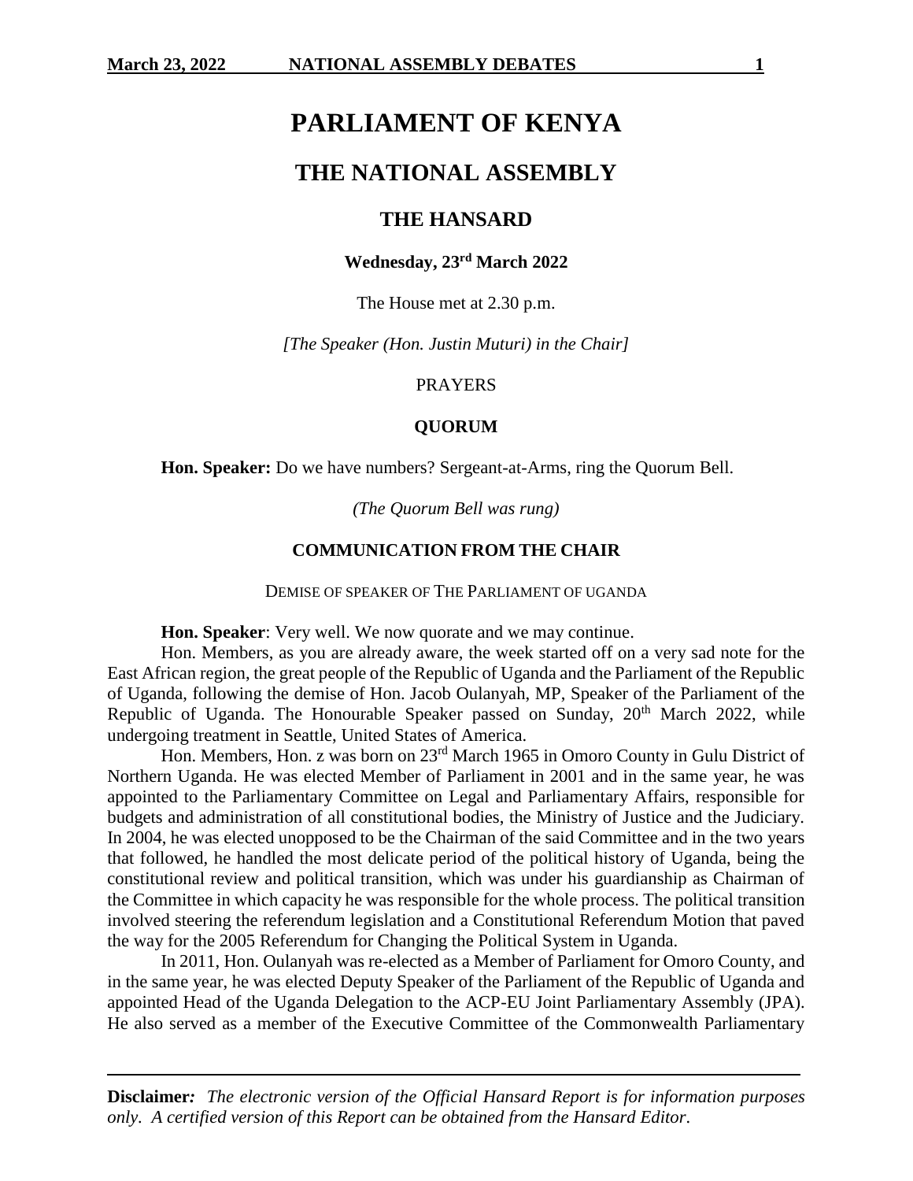# PARLIAMENT OF KENYA

## THE NATIONAL ASSEMBLY

### THE HANSARD

**Wednesday, 23rd March 2022**

The House met at 2.30 p.m.

*[The Speaker (Hon. Justin Muturi) in the Chair]*

PRAYERS

**QUORUM**

**Hon. Speaker:** Do we have numbers? Sergeant-at-Arms, ring the Quorum Bell.

*(The Quorum Bell was rung)*

**COMMUNICATION FROM THE CHAIR**

DEMISE OF SPEAKER OF THE PARLIAMENT OF UGANDA

**Hon. Speaker**: Very well. We now quorate and we may continue.

Hon. Members, as you are already aware, the week started off on a very sad note for the East African region, the great people of the Republic of Uganda and the Parliament of the Republic of Uganda, following the demise of Hon. Jacob Oulanyah, MP, Speaker of the Parliament of the Republic of Uganda. The Honourable Speaker passed on Sunday, 20th March 2022, while undergoing treatment in Seattle, United States of America.

Hon. Members, Hon. z was born on 23rd March 1965 in Omoro County in Gulu District of Northern Uganda. He was elected Member of Parliament in 2001 and in the same year, he was appointed to the Parliamentary Committee on Legal and Parliamentary Affairs, responsible for budgets and administration of all constitutional bodies, the Ministry of Justice and the Judiciary. In 2004, he was elected unopposed to be the Chairman of the said Committee and in the two years that followed, he handled the most delicate period of the political history of Uganda, being the constitutional review and political transition, which was under his guardianship as Chairman of the Committee in which capacity he was responsible for the whole process. The political transition involved steering the referendum legislation and a Constitutional Referendum Motion that paved the way for the 2005 Referendum for Changing the Political System in Uganda.

In 2011, Hon. Oulanyah was re-elected as a Member of Parliament for Omoro County, and in the same year, he was elected Deputy Speaker of the Parliament of the Republic of Uganda and appointed Head of the Uganda Delegation to the ACP-EU Joint Parliamentary Assembly (JPA). He also served as a member of the Executive Committee of the Commonwealth Parliamentary

**Disclaimer***: The electronic version of the Official Hansard Report is for information purposes only. A certified version of this Report can be obtained from the Hansard Editor.*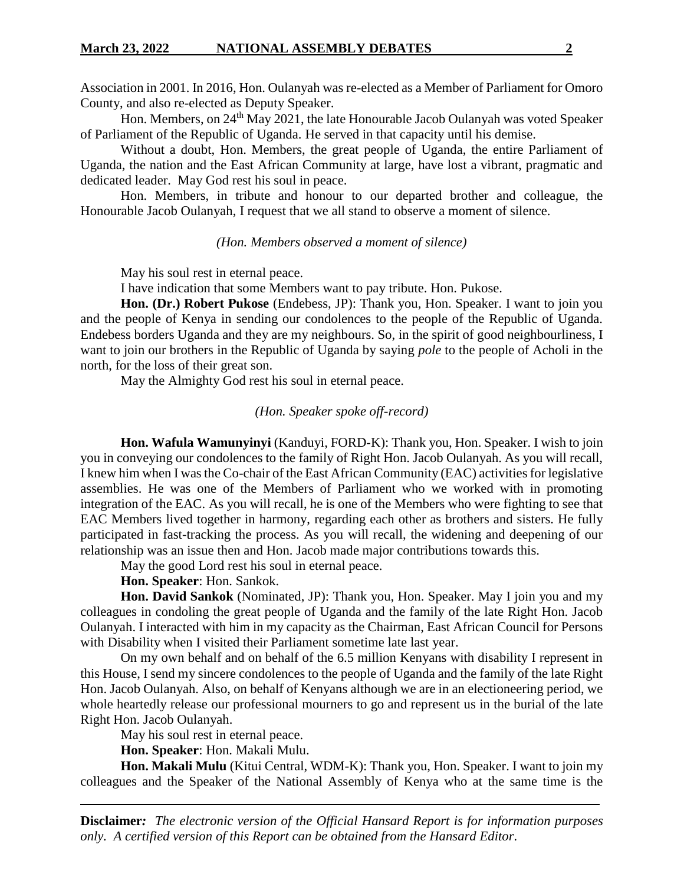Association in 2001. In 2016, Hon. Oulanyah was re-elected as a Member of Parliament for Omoro County, and also re-elected as Deputy Speaker.

Hon. Members, on 24th May 2021, the late Honourable Jacob Oulanyah was voted Speaker of Parliament of the Republic of Uganda. He served in that capacity until his demise.

Without a doubt, Hon. Members, the great people of Uganda, the entire Parliament of Uganda, the nation and the East African Community at large, have lost a vibrant, pragmatic and dedicated leader. May God rest his soul in peace.

Hon. Members, in tribute and honour to our departed brother and colleague, the Honourable Jacob Oulanyah, I request that we all stand to observe a moment of silence.

*(Hon. Members observed a moment of silence)*

May his soul rest in eternal peace.

I have indication that some Members want to pay tribute. Hon. Pukose.

**Hon. (Dr.) Robert Pukose** (Endebess, JP): Thank you, Hon. Speaker. I want to join you and the people of Kenya in sending our condolences to the people of the Republic of Uganda. Endebess borders Uganda and they are my neighbours. So, in the spirit of good neighbourliness, I want to join our brothers in the Republic of Uganda by saying *pole* to the people of Acholi in the north, for the loss of their great son.

May the Almighty God rest his soul in eternal peace.

*(Hon. Speaker spoke off-record)*

**Hon. Wafula Wamunyinyi** (Kanduyi, FORD-K): Thank you, Hon. Speaker. I wish to join you in conveying our condolences to the family of Right Hon. Jacob Oulanyah. As you will recall, I knew him when I was the Co-chair of the East African Community (EAC) activities for legislative assemblies. He was one of the Members of Parliament who we worked with in promoting integration of the EAC. As you will recall, he is one of the Members who were fighting to see that EAC Members lived together in harmony, regarding each other as brothers and sisters. He fully participated in fast-tracking the process. As you will recall, the widening and deepening of our relationship was an issue then and Hon. Jacob made major contributions towards this.

May the good Lord rest his soul in eternal peace.

**Hon. Speaker**: Hon. Sankok.

**Hon. David Sankok** (Nominated, JP): Thank you, Hon. Speaker. May I join you and my colleagues in condoling the great people of Uganda and the family of the late Right Hon. Jacob Oulanyah. I interacted with him in my capacity as the Chairman, East African Council for Persons with Disability when I visited their Parliament sometime late last year.

On my own behalf and on behalf of the 6.5 million Kenyans with disability I represent in this House, I send my sincere condolences to the people of Uganda and the family of the late Right Hon. Jacob Oulanyah. Also, on behalf of Kenyans although we are in an electioneering period, we whole heartedly release our professional mourners to go and represent us in the burial of the late Right Hon. Jacob Oulanyah.

May his soul rest in eternal peace.

**Hon. Speaker**: Hon. Makali Mulu.

**Hon. Makali Mulu** (Kitui Central, WDM-K): Thank you, Hon. Speaker. I want to join my colleagues and the Speaker of the National Assembly of Kenya who at the same time is the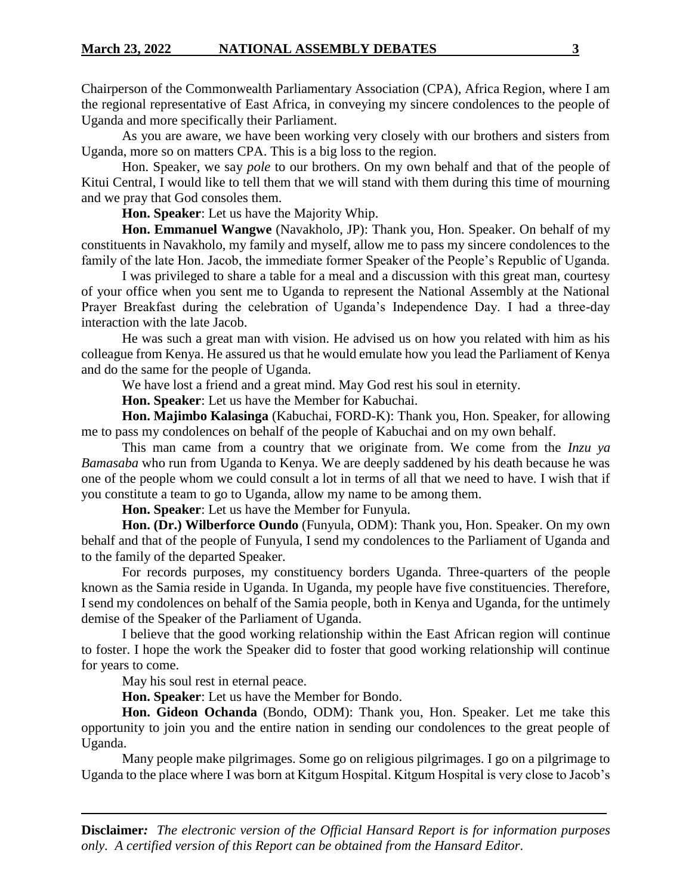Chairperson of the Commonwealth Parliamentary Association (CPA), Africa Region, where I am the regional representative of East Africa, in conveying my sincere condolences to the people of Uganda and more specifically their Parliament.

As you are aware, we have been working very closely with our brothers and sisters from Uganda, more so on matters CPA. This is a big loss to the region.

Hon. Speaker, we say *pole* to our brothers. On my own behalf and that of the people of Kitui Central, I would like to tell them that we will stand with them during this time of mourning and we pray that God consoles them.

**Hon. Speaker**: Let us have the Majority Whip.

**Hon. Emmanuel Wangwe** (Navakholo, JP): Thank you, Hon. Speaker. On behalf of my constituents in Navakholo, my family and myself, allow me to pass my sincere condolences to the family of the late Hon. Jacob, the immediate former Speaker of the People's Republic of Uganda.

I was privileged to share a table for a meal and a discussion with this great man, courtesy of your office when you sent me to Uganda to represent the National Assembly at the National Prayer Breakfast during the celebration of Uganda's Independence Day. I had a three-day interaction with the late Jacob.

He was such a great man with vision. He advised us on how you related with him as his colleague from Kenya. He assured us that he would emulate how you lead the Parliament of Kenya and do the same for the people of Uganda.

We have lost a friend and a great mind. May God rest his soul in eternity.

**Hon. Speaker**: Let us have the Member for Kabuchai.

**Hon. Majimbo Kalasinga** (Kabuchai, FORD-K): Thank you, Hon. Speaker, for allowing me to pass my condolences on behalf of the people of Kabuchai and on my own behalf.

This man came from a country that we originate from. We come from the *Inzu ya Bamasaba* who run from Uganda to Kenya. We are deeply saddened by his death because he was one of the people whom we could consult a lot in terms of all that we need to have. I wish that if you constitute a team to go to Uganda, allow my name to be among them.

**Hon. Speaker**: Let us have the Member for Funyula.

**Hon. (Dr.) Wilberforce Oundo** (Funyula, ODM): Thank you, Hon. Speaker. On my own behalf and that of the people of Funyula, I send my condolences to the Parliament of Uganda and to the family of the departed Speaker.

For records purposes, my constituency borders Uganda. Three-quarters of the people known as the Samia reside in Uganda. In Uganda, my people have five constituencies. Therefore, I send my condolences on behalf of the Samia people, both in Kenya and Uganda, for the untimely demise of the Speaker of the Parliament of Uganda.

I believe that the good working relationship within the East African region will continue to foster. I hope the work the Speaker did to foster that good working relationship will continue for years to come.

May his soul rest in eternal peace.

**Hon. Speaker**: Let us have the Member for Bondo.

**Hon. Gideon Ochanda** (Bondo, ODM): Thank you, Hon. Speaker. Let me take this opportunity to join you and the entire nation in sending our condolences to the great people of Uganda.

Many people make pilgrimages. Some go on religious pilgrimages. I go on a pilgrimage to Uganda to the place where I was born at Kitgum Hospital. Kitgum Hospital is very close to Jacob's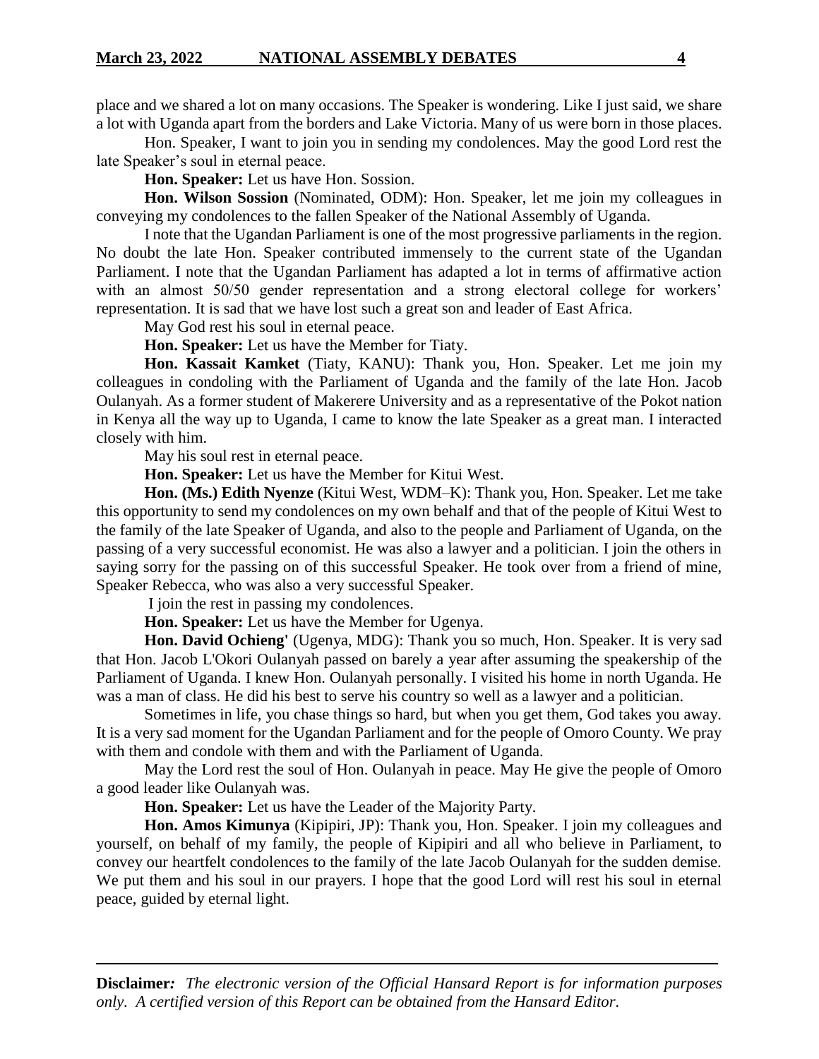place and we shared a lot on many occasions. The Speaker is wondering. Like I just said, we share a lot with Uganda apart from the borders and Lake Victoria. Many of us were born in those places.

Hon. Speaker, I want to join you in sending my condolences. May the good Lord rest the late Speaker's soul in eternal peace.

**Hon. Speaker:** Let us have Hon. Sossion.

**Hon. Wilson Sossion** (Nominated, ODM): Hon. Speaker, let me join my colleagues in conveying my condolences to the fallen Speaker of the National Assembly of Uganda.

I note that the Ugandan Parliament is one of the most progressive parliaments in the region. No doubt the late Hon. Speaker contributed immensely to the current state of the Ugandan Parliament. I note that the Ugandan Parliament has adapted a lot in terms of affirmative action with an almost 50/50 gender representation and a strong electoral college for workers' representation. It is sad that we have lost such a great son and leader of East Africa.

May God rest his soul in eternal peace.

**Hon. Speaker:** Let us have the Member for Tiaty.

**Hon. Kassait Kamket** (Tiaty, KANU): Thank you, Hon. Speaker. Let me join my colleagues in condoling with the Parliament of Uganda and the family of the late Hon. Jacob Oulanyah. As a former student of Makerere University and as a representative of the Pokot nation in Kenya all the way up to Uganda, I came to know the late Speaker as a great man. I interacted closely with him.

May his soul rest in eternal peace.

**Hon. Speaker:** Let us have the Member for Kitui West.

**Hon. (Ms.) Edith Nyenze** (Kitui West, WDM–K): Thank you, Hon. Speaker. Let me take this opportunity to send my condolences on my own behalf and that of the people of Kitui West to the family of the late Speaker of Uganda, and also to the people and Parliament of Uganda, on the passing of a very successful economist. He was also a lawyer and a politician. I join the others in saying sorry for the passing on of this successful Speaker. He took over from a friend of mine, Speaker Rebecca, who was also a very successful Speaker.

I join the rest in passing my condolences.

**Hon. Speaker:** Let us have the Member for Ugenya.

**Hon. David Ochieng'** (Ugenya, MDG): Thank you so much, Hon. Speaker. It is very sad that Hon. Jacob L'Okori Oulanyah passed on barely a year after assuming the speakership of the Parliament of Uganda. I knew Hon. Oulanyah personally. I visited his home in north Uganda. He was a man of class. He did his best to serve his country so well as a lawyer and a politician.

Sometimes in life, you chase things so hard, but when you get them, God takes you away. It is a very sad moment for the Ugandan Parliament and for the people of Omoro County. We pray with them and condole with them and with the Parliament of Uganda.

May the Lord rest the soul of Hon. Oulanyah in peace. May He give the people of Omoro a good leader like Oulanyah was.

**Hon. Speaker:** Let us have the Leader of the Majority Party.

**Hon. Amos Kimunya** (Kipipiri, JP): Thank you, Hon. Speaker. I join my colleagues and yourself, on behalf of my family, the people of Kipipiri and all who believe in Parliament, to convey our heartfelt condolences to the family of the late Jacob Oulanyah for the sudden demise. We put them and his soul in our prayers. I hope that the good Lord will rest his soul in eternal peace, guided by eternal light.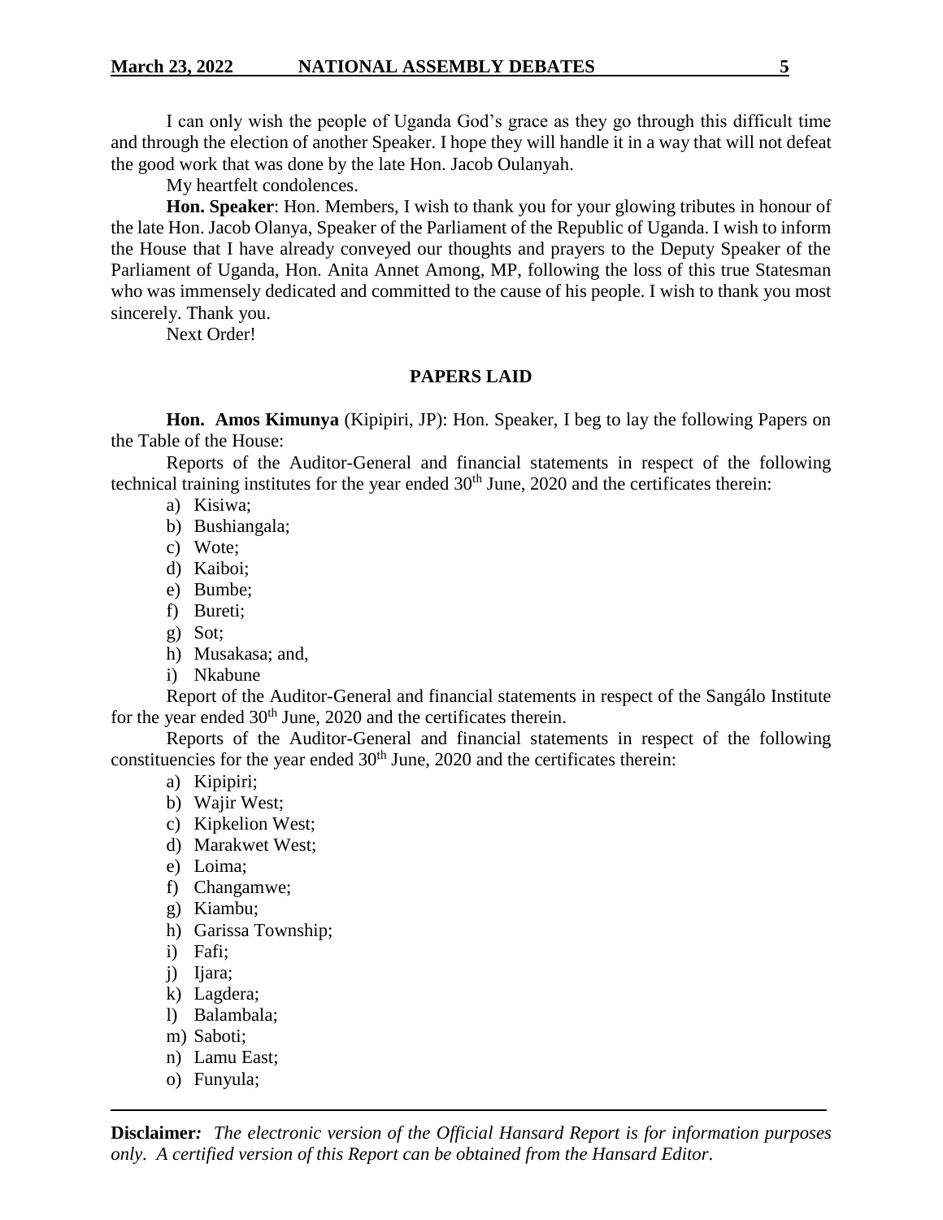I can only wish the people of Uganda God's grace as they go through this difficult time and through the election of another Speaker. I hope they will handle it in a way that will not defeat the good work that was done by the late Hon. Jacob Oulanyah.

My heartfelt condolences.

**Hon. Speaker**: Hon. Members, I wish to thank you for your glowing tributes in honour of the late Hon. Jacob Olanya, Speaker of the Parliament of the Republic of Uganda. I wish to inform the House that I have already conveyed our thoughts and prayers to the Deputy Speaker of the Parliament of Uganda, Hon. Anita Annet Among, MP, following the loss of this true Statesman who was immensely dedicated and committed to the cause of his people. I wish to thank you most sincerely. Thank you.

Next Order!

## PAPERS LAID

**Hon. Amos Kimunya** (Kipipiri, JP): Hon. Speaker, I beg to lay the following Papers on the Table of the House:

Reports of the Auditor-General and financial statements in respect of the following technical training institutes for the year ended 30th June, 2020 and the certificates therein:

a) Kisiwa;
b) Bushiangala;
c) Wote;
d) Kaiboi;
e) Bumbe;
f) Bureti;
g) Sot;
h) Musakasa; and,
i) Nkabune

Report of the Auditor-General and financial statements in respect of the Sangálo Institute for the year ended 30th June, 2020 and the certificates therein.

Reports of the Auditor-General and financial statements in respect of the following constituencies for the year ended 30th June, 2020 and the certificates therein:

a) Kipipiri;
b) Wajir West;
c) Kipkelion West;
d) Marakwet West;
e) Loima;
f) Changamwe;
g) Kiambu;
h) Garissa Township;
i) Fafi;
j) Ijara;
k) Lagdera;
l) Balambala;
m) Saboti;
n) Lamu East;
o) Funyula;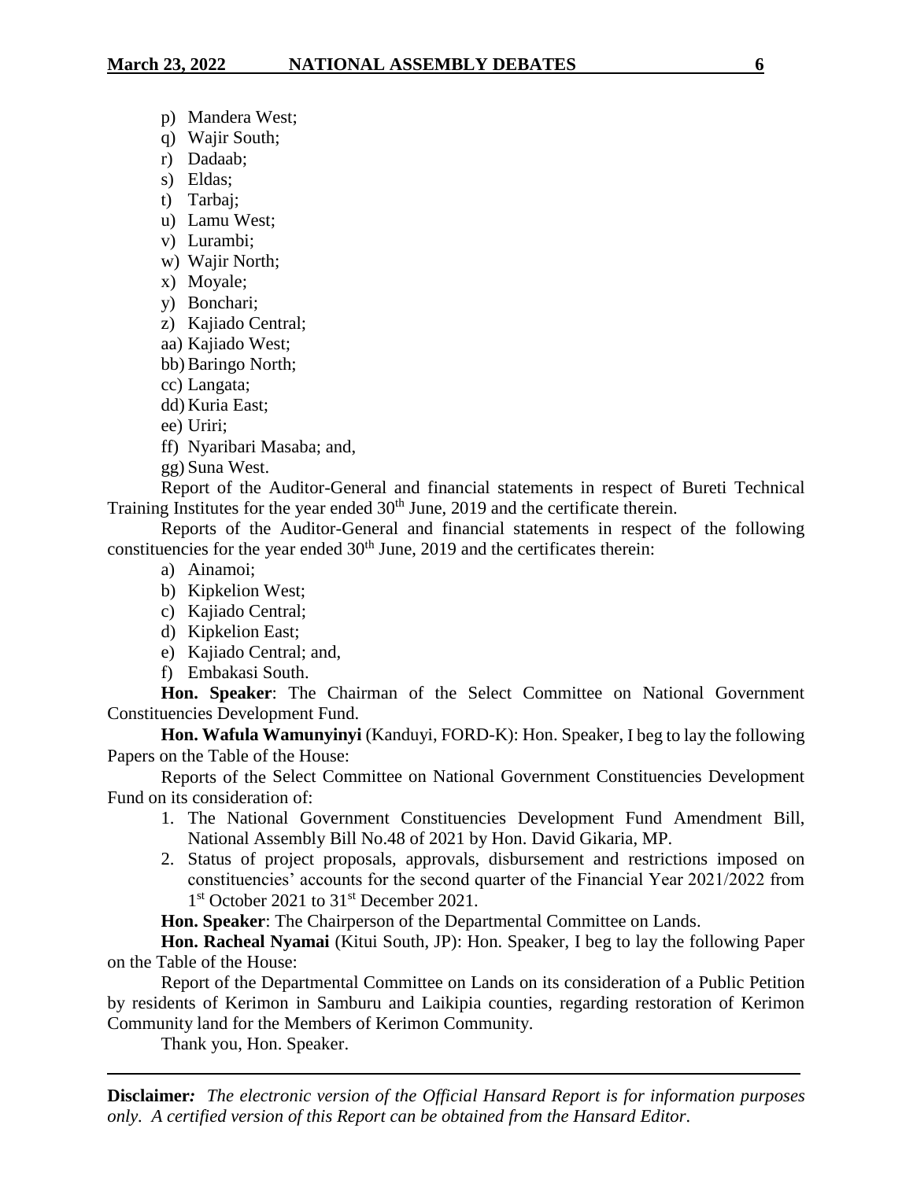p) Mandera West;
q) Wajir South;
r) Dadaab;
s) Eldas;
t) Tarbaj;
u) Lamu West;
v) Lurambi;
w) Wajir North;
x) Moyale;
y) Bonchari;
z) Kajiado Central;
aa) Kajiado West;
bb) Baringo North;
cc) Langata;
dd) Kuria East;
ee) Uriri;
ff) Nyaribari Masaba; and,
gg) Suna West.

Report of the Auditor-General and financial statements in respect of Bureti Technical Training Institutes for the year ended 30th June, 2019 and the certificate therein.

Reports of the Auditor-General and financial statements in respect of the following constituencies for the year ended 30th June, 2019 and the certificates therein:

a) Ainamoi;
b) Kipkelion West;
c) Kajiado Central;
d) Kipkelion East;
e) Kajiado Central; and,
f) Embakasi South.

**Hon. Speaker**: The Chairman of the Select Committee on National Government Constituencies Development Fund.

**Hon. Wafula Wamunyinyi** (Kanduyi, FORD-K): Hon. Speaker, I beg to lay the following Papers on the Table of the House:

Reports of the Select Committee on National Government Constituencies Development Fund on its consideration of:

1. The National Government Constituencies Development Fund Amendment Bill, National Assembly Bill No.48 of 2021 by Hon. David Gikaria, MP.
2. Status of project proposals, approvals, disbursement and restrictions imposed on constituencies' accounts for the second quarter of the Financial Year 2021/2022 from 1st October 2021 to 31st December 2021.

**Hon. Speaker**: The Chairperson of the Departmental Committee on Lands.

**Hon. Racheal Nyamai** (Kitui South, JP): Hon. Speaker, I beg to lay the following Paper on the Table of the House:

Report of the Departmental Committee on Lands on its consideration of a Public Petition by residents of Kerimon in Samburu and Laikipia counties, regarding restoration of Kerimon Community land for the Members of Kerimon Community.

Thank you, Hon. Speaker.

**Disclaimer***:* *The electronic version of the Official Hansard Report is for information purposes only. A certified version of this Report can be obtained from the Hansard Editor.*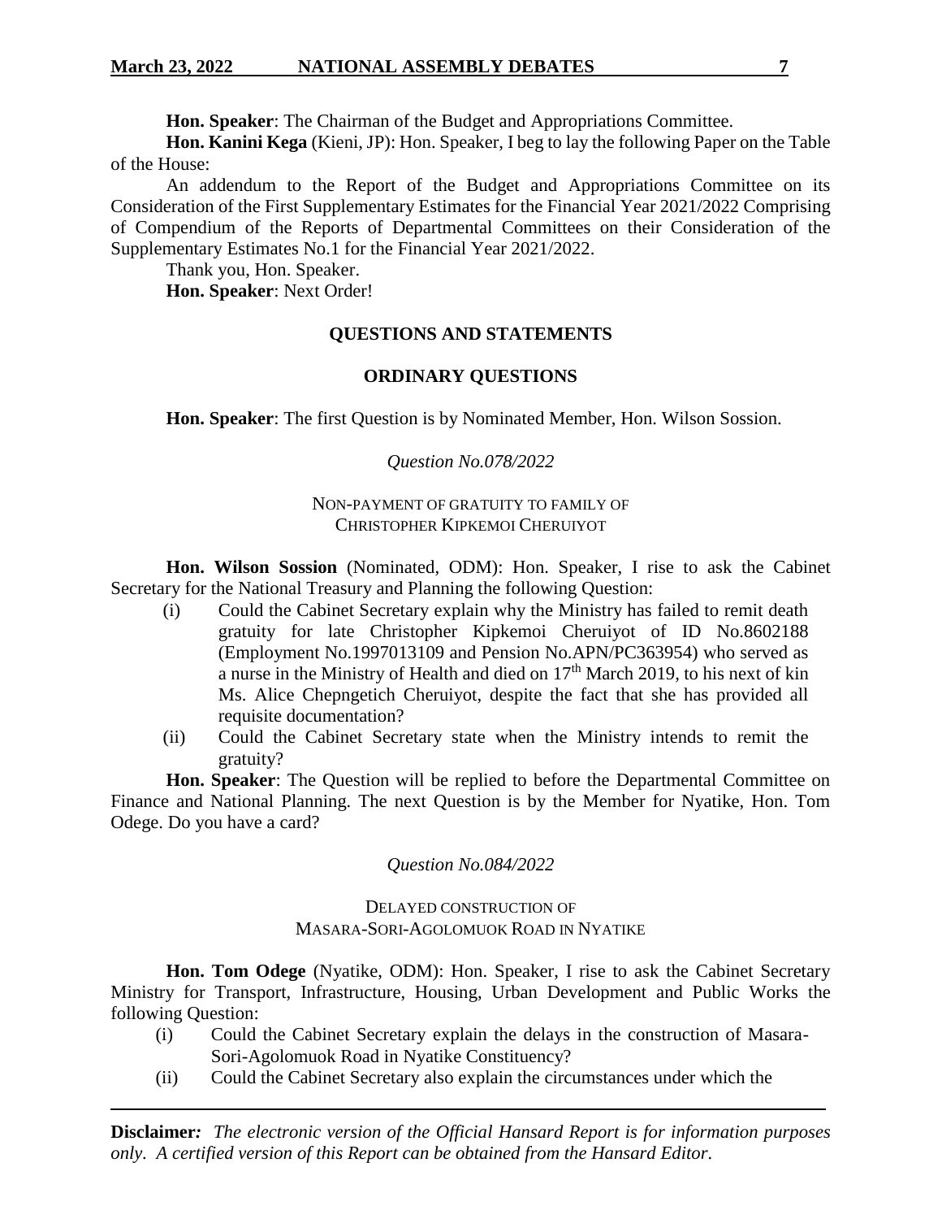**Hon. Speaker**: The Chairman of the Budget and Appropriations Committee.

**Hon. Kanini Kega** (Kieni, JP): Hon. Speaker, I beg to lay the following Paper on the Table of the House:

An addendum to the Report of the Budget and Appropriations Committee on its Consideration of the First Supplementary Estimates for the Financial Year 2021/2022 Comprising of Compendium of the Reports of Departmental Committees on their Consideration of the Supplementary Estimates No.1 for the Financial Year 2021/2022.

Thank you, Hon. Speaker.

**Hon. Speaker**: Next Order!

## QUESTIONS AND STATEMENTS

### ORDINARY QUESTIONS

**Hon. Speaker**: The first Question is by Nominated Member, Hon. Wilson Sossion.

*Question No.078/2022*

NON-PAYMENT OF GRATUITY TO FAMILY OF
CHRISTOPHER KIPKEMOI CHERUIYOT

**Hon. Wilson Sossion** (Nominated, ODM): Hon. Speaker, I rise to ask the Cabinet Secretary for the National Treasury and Planning the following Question:

(i) Could the Cabinet Secretary explain why the Ministry has failed to remit death gratuity for late Christopher Kipkemoi Cheruiyot of ID No.8602188 (Employment No.1997013109 and Pension No.APN/PC363954) who served as a nurse in the Ministry of Health and died on 17th March 2019, to his next of kin Ms. Alice Chepngetich Cheruiyot, despite the fact that she has provided all requisite documentation?

(ii) Could the Cabinet Secretary state when the Ministry intends to remit the gratuity?

**Hon. Speaker**: The Question will be replied to before the Departmental Committee on Finance and National Planning. The next Question is by the Member for Nyatike, Hon. Tom Odege. Do you have a card?

*Question No.084/2022*

DELAYED CONSTRUCTION OF
MASARA-SORI-AGOLOMUOK ROAD IN NYATIKE

**Hon. Tom Odege** (Nyatike, ODM): Hon. Speaker, I rise to ask the Cabinet Secretary Ministry for Transport, Infrastructure, Housing, Urban Development and Public Works the following Question:

(i) Could the Cabinet Secretary explain the delays in the construction of Masara-Sori-Agolomuok Road in Nyatike Constituency?

(ii) Could the Cabinet Secretary also explain the circumstances under which the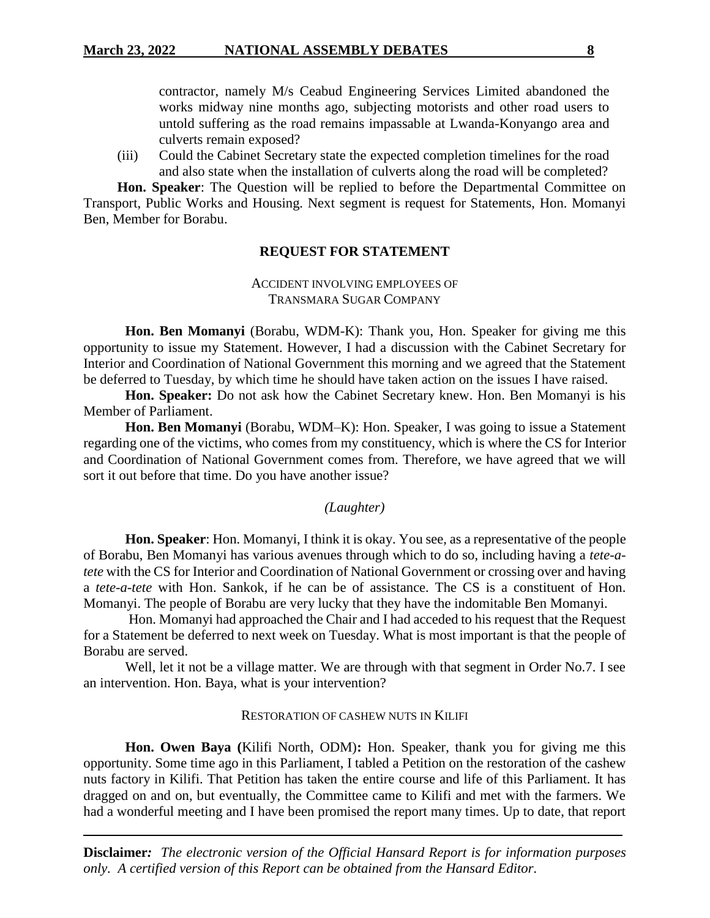contractor, namely M/s Ceabud Engineering Services Limited abandoned the works midway nine months ago, subjecting motorists and other road users to untold suffering as the road remains impassable at Lwanda-Konyango area and culverts remain exposed?

(iii) Could the Cabinet Secretary state the expected completion timelines for the road and also state when the installation of culverts along the road will be completed?

**Hon. Speaker**: The Question will be replied to before the Departmental Committee on Transport, Public Works and Housing. Next segment is request for Statements, Hon. Momanyi Ben, Member for Borabu.

## REQUEST FOR STATEMENT

### ACCIDENT INVOLVING EMPLOYEES OF TRANSMARA SUGAR COMPANY

**Hon. Ben Momanyi** (Borabu, WDM-K): Thank you, Hon. Speaker for giving me this opportunity to issue my Statement. However, I had a discussion with the Cabinet Secretary for Interior and Coordination of National Government this morning and we agreed that the Statement be deferred to Tuesday, by which time he should have taken action on the issues I have raised.

**Hon. Speaker:** Do not ask how the Cabinet Secretary knew. Hon. Ben Momanyi is his Member of Parliament.

**Hon. Ben Momanyi** (Borabu, WDM–K): Hon. Speaker, I was going to issue a Statement regarding one of the victims, who comes from my constituency, which is where the CS for Interior and Coordination of National Government comes from. Therefore, we have agreed that we will sort it out before that time. Do you have another issue?

*(Laughter)*

**Hon. Speaker**: Hon. Momanyi, I think it is okay. You see, as a representative of the people of Borabu, Ben Momanyi has various avenues through which to do so, including having a *tete-a-tete* with the CS for Interior and Coordination of National Government or crossing over and having a *tete-a-tete* with Hon. Sankok, if he can be of assistance. The CS is a constituent of Hon. Momanyi. The people of Borabu are very lucky that they have the indomitable Ben Momanyi.

Hon. Momanyi had approached the Chair and I had acceded to his request that the Request for a Statement be deferred to next week on Tuesday. What is most important is that the people of Borabu are served.

Well, let it not be a village matter. We are through with that segment in Order No.7. I see an intervention. Hon. Baya, what is your intervention?

### RESTORATION OF CASHEW NUTS IN KILIFI

**Hon. Owen Baya (**Kilifi North, ODM)**:** Hon. Speaker, thank you for giving me this opportunity. Some time ago in this Parliament, I tabled a Petition on the restoration of the cashew nuts factory in Kilifi. That Petition has taken the entire course and life of this Parliament. It has dragged on and on, but eventually, the Committee came to Kilifi and met with the farmers. We had a wonderful meeting and I have been promised the report many times. Up to date, that report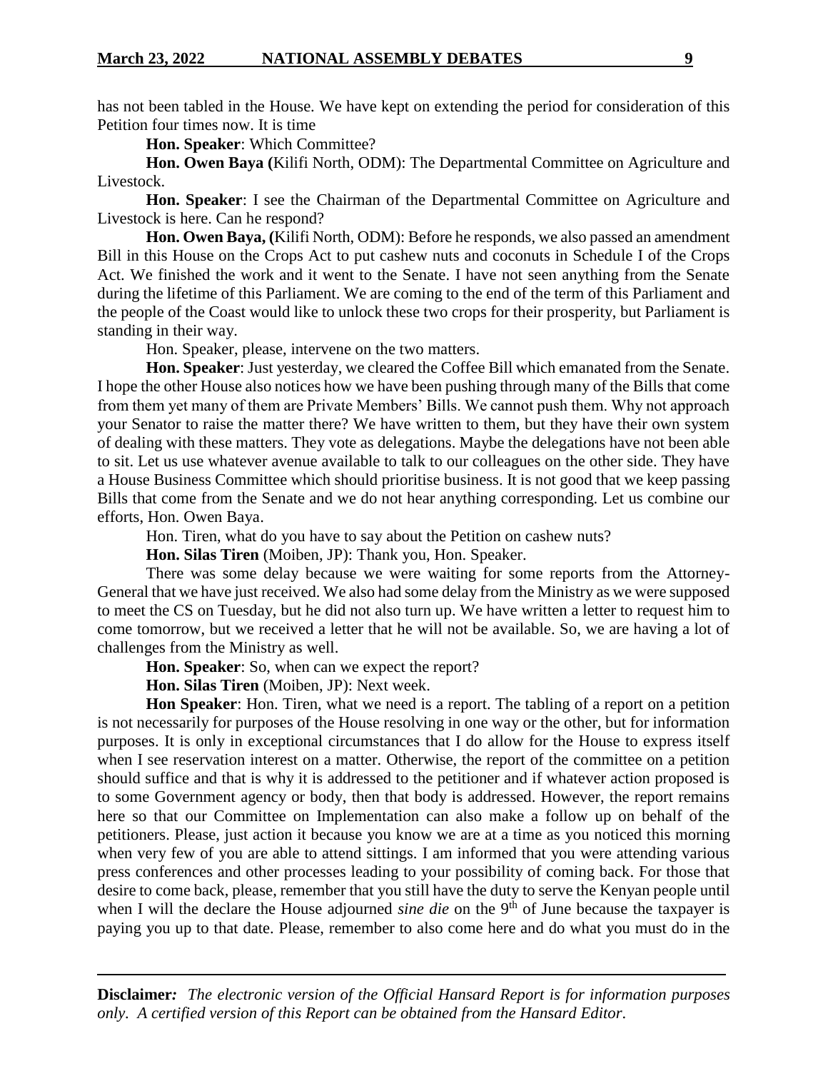has not been tabled in the House. We have kept on extending the period for consideration of this Petition four times now. It is time

**Hon. Speaker**: Which Committee?

**Hon. Owen Baya (**Kilifi North, ODM): The Departmental Committee on Agriculture and Livestock.

**Hon. Speaker**: I see the Chairman of the Departmental Committee on Agriculture and Livestock is here. Can he respond?

**Hon. Owen Baya, (**Kilifi North, ODM): Before he responds, we also passed an amendment Bill in this House on the Crops Act to put cashew nuts and coconuts in Schedule I of the Crops Act. We finished the work and it went to the Senate. I have not seen anything from the Senate during the lifetime of this Parliament. We are coming to the end of the term of this Parliament and the people of the Coast would like to unlock these two crops for their prosperity, but Parliament is standing in their way.

Hon. Speaker, please, intervene on the two matters.

**Hon. Speaker**: Just yesterday, we cleared the Coffee Bill which emanated from the Senate. I hope the other House also notices how we have been pushing through many of the Bills that come from them yet many of them are Private Members' Bills. We cannot push them. Why not approach your Senator to raise the matter there? We have written to them, but they have their own system of dealing with these matters. They vote as delegations. Maybe the delegations have not been able to sit. Let us use whatever avenue available to talk to our colleagues on the other side. They have a House Business Committee which should prioritise business. It is not good that we keep passing Bills that come from the Senate and we do not hear anything corresponding. Let us combine our efforts, Hon. Owen Baya.

Hon. Tiren, what do you have to say about the Petition on cashew nuts?

**Hon. Silas Tiren** (Moiben, JP): Thank you, Hon. Speaker.

There was some delay because we were waiting for some reports from the Attorney-General that we have just received. We also had some delay from the Ministry as we were supposed to meet the CS on Tuesday, but he did not also turn up. We have written a letter to request him to come tomorrow, but we received a letter that he will not be available. So, we are having a lot of challenges from the Ministry as well.

**Hon. Speaker**: So, when can we expect the report?

**Hon. Silas Tiren** (Moiben, JP): Next week.

**Hon Speaker**: Hon. Tiren, what we need is a report. The tabling of a report on a petition is not necessarily for purposes of the House resolving in one way or the other, but for information purposes. It is only in exceptional circumstances that I do allow for the House to express itself when I see reservation interest on a matter. Otherwise, the report of the committee on a petition should suffice and that is why it is addressed to the petitioner and if whatever action proposed is to some Government agency or body, then that body is addressed. However, the report remains here so that our Committee on Implementation can also make a follow up on behalf of the petitioners. Please, just action it because you know we are at a time as you noticed this morning when very few of you are able to attend sittings. I am informed that you were attending various press conferences and other processes leading to your possibility of coming back. For those that desire to come back, please, remember that you still have the duty to serve the Kenyan people until when I will the declare the House adjourned *sine die* on the 9th of June because the taxpayer is paying you up to that date. Please, remember to also come here and do what you must do in the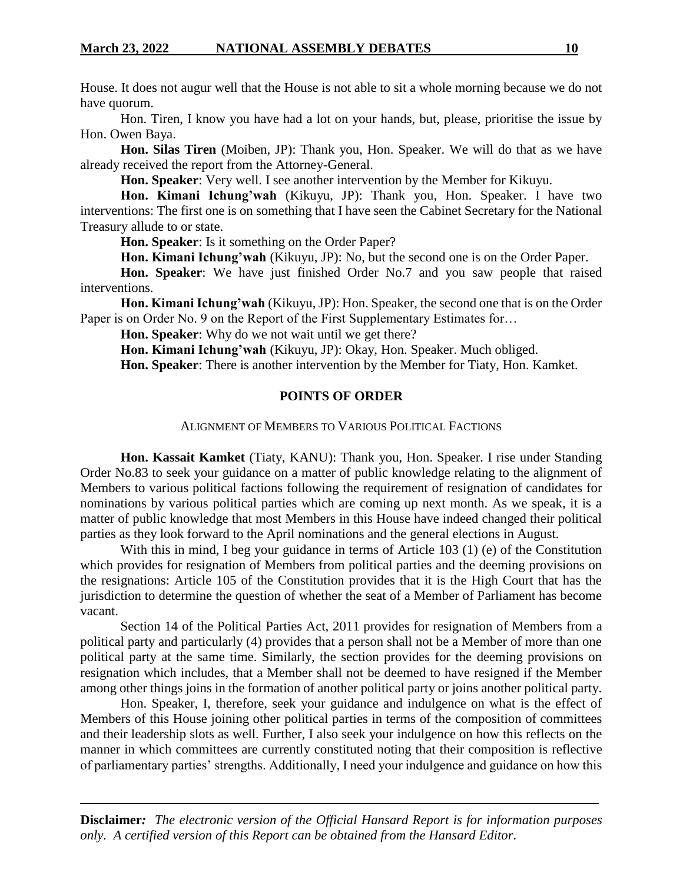House. It does not augur well that the House is not able to sit a whole morning because we do not have quorum.

Hon. Tiren, I know you have had a lot on your hands, but, please, prioritise the issue by Hon. Owen Baya.

**Hon. Silas Tiren** (Moiben, JP): Thank you, Hon. Speaker. We will do that as we have already received the report from the Attorney-General.

**Hon. Speaker**: Very well. I see another intervention by the Member for Kikuyu.

**Hon. Kimani Ichung'wah** (Kikuyu, JP): Thank you, Hon. Speaker. I have two interventions: The first one is on something that I have seen the Cabinet Secretary for the National Treasury allude to or state.

**Hon. Speaker**: Is it something on the Order Paper?

**Hon. Kimani Ichung'wah** (Kikuyu, JP): No, but the second one is on the Order Paper.

**Hon. Speaker**: We have just finished Order No.7 and you saw people that raised interventions.

**Hon. Kimani Ichung'wah** (Kikuyu, JP): Hon. Speaker, the second one that is on the Order Paper is on Order No. 9 on the Report of the First Supplementary Estimates for…

**Hon. Speaker**: Why do we not wait until we get there?

**Hon. Kimani Ichung'wah** (Kikuyu, JP): Okay, Hon. Speaker. Much obliged.

**Hon. Speaker**: There is another intervention by the Member for Tiaty, Hon. Kamket.

## POINTS OF ORDER

### ALIGNMENT OF MEMBERS TO VARIOUS POLITICAL FACTIONS

**Hon. Kassait Kamket** (Tiaty, KANU): Thank you, Hon. Speaker. I rise under Standing Order No.83 to seek your guidance on a matter of public knowledge relating to the alignment of Members to various political factions following the requirement of resignation of candidates for nominations by various political parties which are coming up next month. As we speak, it is a matter of public knowledge that most Members in this House have indeed changed their political parties as they look forward to the April nominations and the general elections in August.

With this in mind, I beg your guidance in terms of Article 103 (1) (e) of the Constitution which provides for resignation of Members from political parties and the deeming provisions on the resignations: Article 105 of the Constitution provides that it is the High Court that has the jurisdiction to determine the question of whether the seat of a Member of Parliament has become vacant.

Section 14 of the Political Parties Act, 2011 provides for resignation of Members from a political party and particularly (4) provides that a person shall not be a Member of more than one political party at the same time. Similarly, the section provides for the deeming provisions on resignation which includes, that a Member shall not be deemed to have resigned if the Member among other things joins in the formation of another political party or joins another political party.

Hon. Speaker, I, therefore, seek your guidance and indulgence on what is the effect of Members of this House joining other political parties in terms of the composition of committees and their leadership slots as well. Further, I also seek your indulgence on how this reflects on the manner in which committees are currently constituted noting that their composition is reflective of parliamentary parties' strengths. Additionally, I need your indulgence and guidance on how this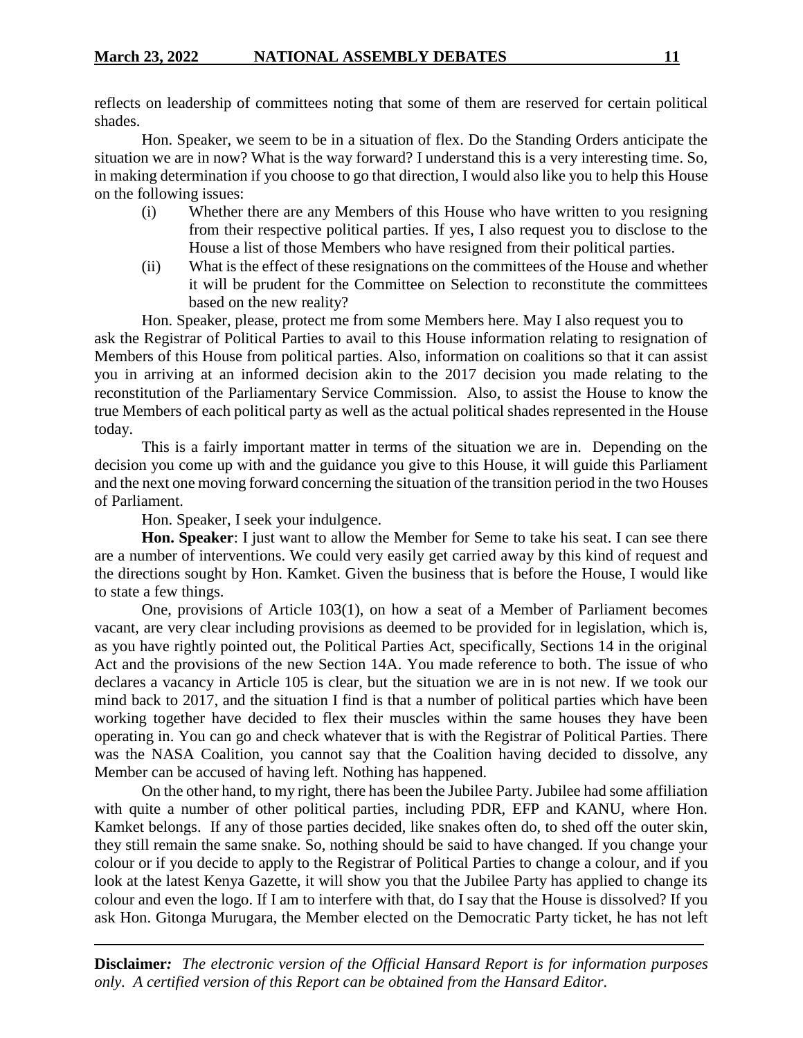reflects on leadership of committees noting that some of them are reserved for certain political shades.

Hon. Speaker, we seem to be in a situation of flex. Do the Standing Orders anticipate the situation we are in now? What is the way forward? I understand this is a very interesting time. So, in making determination if you choose to go that direction, I would also like you to help this House on the following issues:

- (i) Whether there are any Members of this House who have written to you resigning from their respective political parties. If yes, I also request you to disclose to the House a list of those Members who have resigned from their political parties.
- (ii) What is the effect of these resignations on the committees of the House and whether it will be prudent for the Committee on Selection to reconstitute the committees based on the new reality?

Hon. Speaker, please, protect me from some Members here. May I also request you to ask the Registrar of Political Parties to avail to this House information relating to resignation of Members of this House from political parties. Also, information on coalitions so that it can assist you in arriving at an informed decision akin to the 2017 decision you made relating to the reconstitution of the Parliamentary Service Commission. Also, to assist the House to know the true Members of each political party as well as the actual political shades represented in the House today.

This is a fairly important matter in terms of the situation we are in. Depending on the decision you come up with and the guidance you give to this House, it will guide this Parliament and the next one moving forward concerning the situation of the transition period in the two Houses of Parliament.

Hon. Speaker, I seek your indulgence.

**Hon. Speaker**: I just want to allow the Member for Seme to take his seat. I can see there are a number of interventions. We could very easily get carried away by this kind of request and the directions sought by Hon. Kamket. Given the business that is before the House, I would like to state a few things.

One, provisions of Article 103(1), on how a seat of a Member of Parliament becomes vacant, are very clear including provisions as deemed to be provided for in legislation, which is, as you have rightly pointed out, the Political Parties Act, specifically, Sections 14 in the original Act and the provisions of the new Section 14A. You made reference to both. The issue of who declares a vacancy in Article 105 is clear, but the situation we are in is not new. If we took our mind back to 2017, and the situation I find is that a number of political parties which have been working together have decided to flex their muscles within the same houses they have been operating in. You can go and check whatever that is with the Registrar of Political Parties. There was the NASA Coalition, you cannot say that the Coalition having decided to dissolve, any Member can be accused of having left. Nothing has happened.

On the other hand, to my right, there has been the Jubilee Party. Jubilee had some affiliation with quite a number of other political parties, including PDR, EFP and KANU, where Hon. Kamket belongs. If any of those parties decided, like snakes often do, to shed off the outer skin, they still remain the same snake. So, nothing should be said to have changed. If you change your colour or if you decide to apply to the Registrar of Political Parties to change a colour, and if you look at the latest Kenya Gazette, it will show you that the Jubilee Party has applied to change its colour and even the logo. If I am to interfere with that, do I say that the House is dissolved? If you ask Hon. Gitonga Murugara, the Member elected on the Democratic Party ticket, he has not left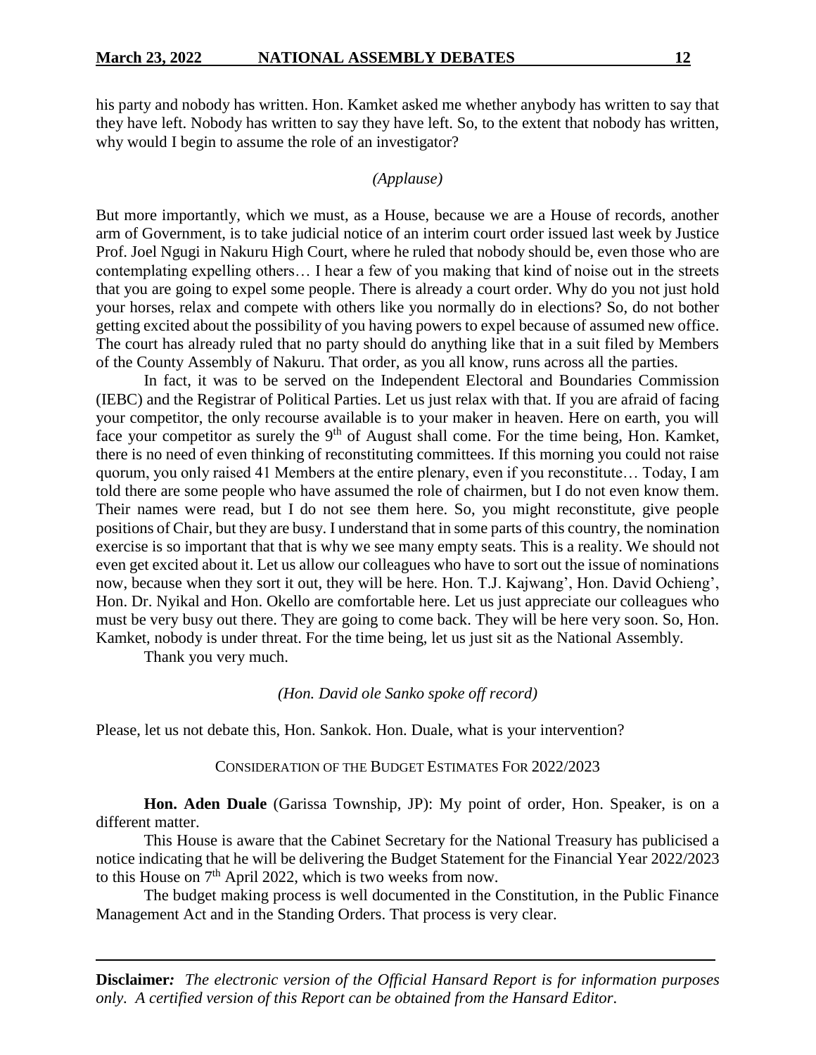his party and nobody has written. Hon. Kamket asked me whether anybody has written to say that they have left. Nobody has written to say they have left. So, to the extent that nobody has written, why would I begin to assume the role of an investigator?

*(Applause)*

But more importantly, which we must, as a House, because we are a House of records, another arm of Government, is to take judicial notice of an interim court order issued last week by Justice Prof. Joel Ngugi in Nakuru High Court, where he ruled that nobody should be, even those who are contemplating expelling others… I hear a few of you making that kind of noise out in the streets that you are going to expel some people. There is already a court order. Why do you not just hold your horses, relax and compete with others like you normally do in elections? So, do not bother getting excited about the possibility of you having powers to expel because of assumed new office. The court has already ruled that no party should do anything like that in a suit filed by Members of the County Assembly of Nakuru. That order, as you all know, runs across all the parties.

In fact, it was to be served on the Independent Electoral and Boundaries Commission (IEBC) and the Registrar of Political Parties. Let us just relax with that. If you are afraid of facing your competitor, the only recourse available is to your maker in heaven. Here on earth, you will face your competitor as surely the 9th of August shall come. For the time being, Hon. Kamket, there is no need of even thinking of reconstituting committees. If this morning you could not raise quorum, you only raised 41 Members at the entire plenary, even if you reconstitute… Today, I am told there are some people who have assumed the role of chairmen, but I do not even know them. Their names were read, but I do not see them here. So, you might reconstitute, give people positions of Chair, but they are busy. I understand that in some parts of this country, the nomination exercise is so important that that is why we see many empty seats. This is a reality. We should not even get excited about it. Let us allow our colleagues who have to sort out the issue of nominations now, because when they sort it out, they will be here. Hon. T.J. Kajwang', Hon. David Ochieng', Hon. Dr. Nyikal and Hon. Okello are comfortable here. Let us just appreciate our colleagues who must be very busy out there. They are going to come back. They will be here very soon. So, Hon. Kamket, nobody is under threat. For the time being, let us just sit as the National Assembly.

Thank you very much.

*(Hon. David ole Sanko spoke off record)*

Please, let us not debate this, Hon. Sankok. Hon. Duale, what is your intervention?

CONSIDERATION OF THE BUDGET ESTIMATES FOR 2022/2023

**Hon. Aden Duale** (Garissa Township, JP): My point of order, Hon. Speaker, is on a different matter.

This House is aware that the Cabinet Secretary for the National Treasury has publicised a notice indicating that he will be delivering the Budget Statement for the Financial Year 2022/2023 to this House on 7th April 2022, which is two weeks from now.

The budget making process is well documented in the Constitution, in the Public Finance Management Act and in the Standing Orders. That process is very clear.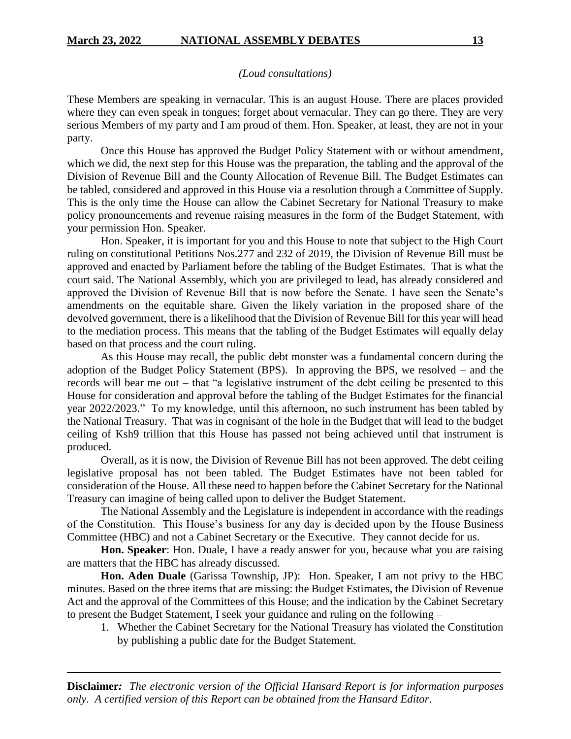*(Loud consultations)*

These Members are speaking in vernacular. This is an august House. There are places provided where they can even speak in tongues; forget about vernacular. They can go there. They are very serious Members of my party and I am proud of them. Hon. Speaker, at least, they are not in your party.

Once this House has approved the Budget Policy Statement with or without amendment, which we did, the next step for this House was the preparation, the tabling and the approval of the Division of Revenue Bill and the County Allocation of Revenue Bill. The Budget Estimates can be tabled, considered and approved in this House via a resolution through a Committee of Supply. This is the only time the House can allow the Cabinet Secretary for National Treasury to make policy pronouncements and revenue raising measures in the form of the Budget Statement, with your permission Hon. Speaker.

Hon. Speaker, it is important for you and this House to note that subject to the High Court ruling on constitutional Petitions Nos.277 and 232 of 2019, the Division of Revenue Bill must be approved and enacted by Parliament before the tabling of the Budget Estimates. That is what the court said. The National Assembly, which you are privileged to lead, has already considered and approved the Division of Revenue Bill that is now before the Senate. I have seen the Senate's amendments on the equitable share. Given the likely variation in the proposed share of the devolved government, there is a likelihood that the Division of Revenue Bill for this year will head to the mediation process. This means that the tabling of the Budget Estimates will equally delay based on that process and the court ruling.

As this House may recall, the public debt monster was a fundamental concern during the adoption of the Budget Policy Statement (BPS). In approving the BPS, we resolved – and the records will bear me out – that "a legislative instrument of the debt ceiling be presented to this House for consideration and approval before the tabling of the Budget Estimates for the financial year 2022/2023." To my knowledge, until this afternoon, no such instrument has been tabled by the National Treasury. That was in cognisant of the hole in the Budget that will lead to the budget ceiling of Ksh9 trillion that this House has passed not being achieved until that instrument is produced.

Overall, as it is now, the Division of Revenue Bill has not been approved. The debt ceiling legislative proposal has not been tabled. The Budget Estimates have not been tabled for consideration of the House. All these need to happen before the Cabinet Secretary for the National Treasury can imagine of being called upon to deliver the Budget Statement.

The National Assembly and the Legislature is independent in accordance with the readings of the Constitution. This House's business for any day is decided upon by the House Business Committee (HBC) and not a Cabinet Secretary or the Executive. They cannot decide for us.

**Hon. Speaker**: Hon. Duale, I have a ready answer for you, because what you are raising are matters that the HBC has already discussed.

**Hon. Aden Duale** (Garissa Township, JP): Hon. Speaker, I am not privy to the HBC minutes. Based on the three items that are missing: the Budget Estimates, the Division of Revenue Act and the approval of the Committees of this House; and the indication by the Cabinet Secretary to present the Budget Statement, I seek your guidance and ruling on the following –

1. Whether the Cabinet Secretary for the National Treasury has violated the Constitution by publishing a public date for the Budget Statement.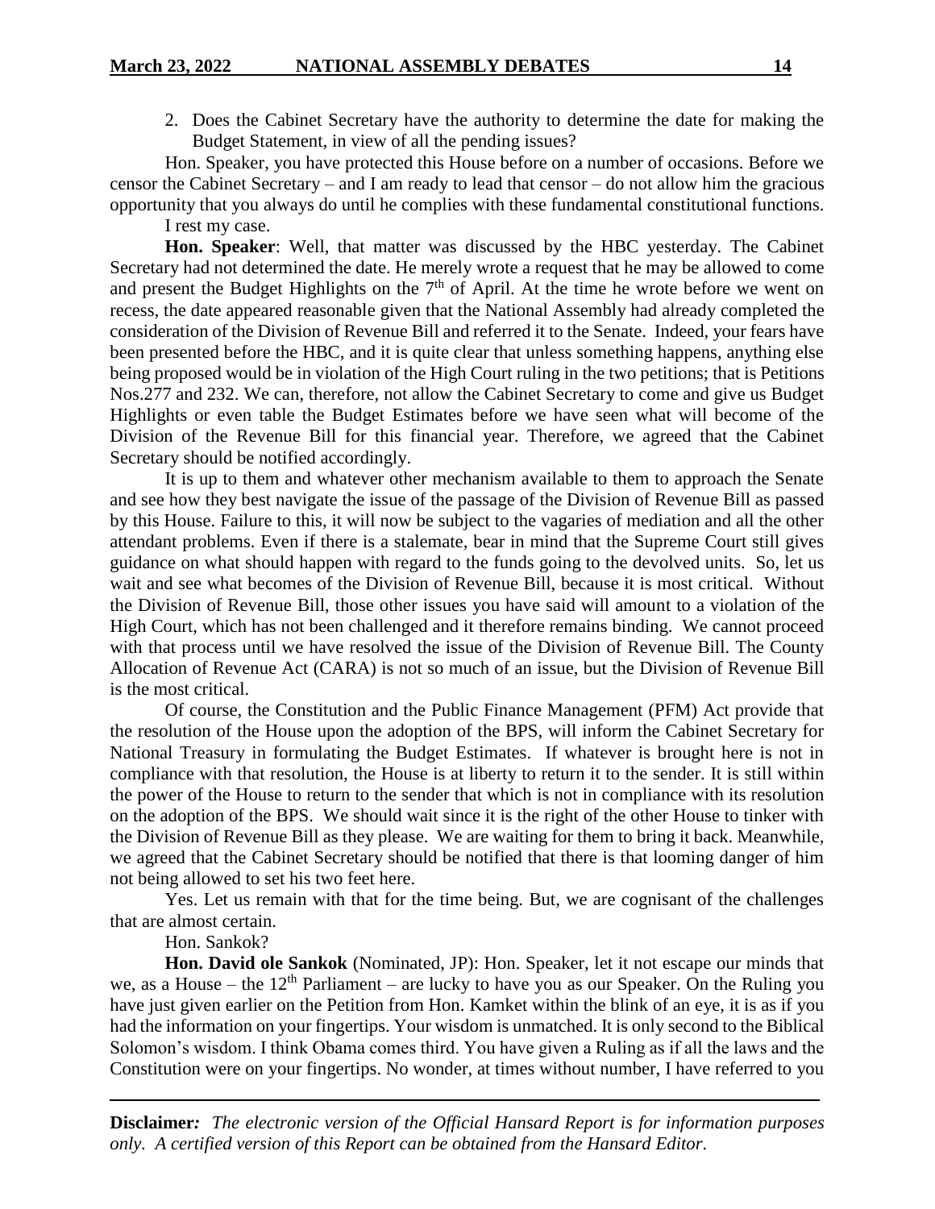2. Does the Cabinet Secretary have the authority to determine the date for making the Budget Statement, in view of all the pending issues?

Hon. Speaker, you have protected this House before on a number of occasions. Before we censor the Cabinet Secretary – and I am ready to lead that censor – do not allow him the gracious opportunity that you always do until he complies with these fundamental constitutional functions.

I rest my case.

**Hon. Speaker**: Well, that matter was discussed by the HBC yesterday. The Cabinet Secretary had not determined the date. He merely wrote a request that he may be allowed to come and present the Budget Highlights on the 7th of April. At the time he wrote before we went on recess, the date appeared reasonable given that the National Assembly had already completed the consideration of the Division of Revenue Bill and referred it to the Senate. Indeed, your fears have been presented before the HBC, and it is quite clear that unless something happens, anything else being proposed would be in violation of the High Court ruling in the two petitions; that is Petitions Nos.277 and 232. We can, therefore, not allow the Cabinet Secretary to come and give us Budget Highlights or even table the Budget Estimates before we have seen what will become of the Division of the Revenue Bill for this financial year. Therefore, we agreed that the Cabinet Secretary should be notified accordingly.

It is up to them and whatever other mechanism available to them to approach the Senate and see how they best navigate the issue of the passage of the Division of Revenue Bill as passed by this House. Failure to this, it will now be subject to the vagaries of mediation and all the other attendant problems. Even if there is a stalemate, bear in mind that the Supreme Court still gives guidance on what should happen with regard to the funds going to the devolved units. So, let us wait and see what becomes of the Division of Revenue Bill, because it is most critical. Without the Division of Revenue Bill, those other issues you have said will amount to a violation of the High Court, which has not been challenged and it therefore remains binding. We cannot proceed with that process until we have resolved the issue of the Division of Revenue Bill. The County Allocation of Revenue Act (CARA) is not so much of an issue, but the Division of Revenue Bill is the most critical.

Of course, the Constitution and the Public Finance Management (PFM) Act provide that the resolution of the House upon the adoption of the BPS, will inform the Cabinet Secretary for National Treasury in formulating the Budget Estimates. If whatever is brought here is not in compliance with that resolution, the House is at liberty to return it to the sender. It is still within the power of the House to return to the sender that which is not in compliance with its resolution on the adoption of the BPS. We should wait since it is the right of the other House to tinker with the Division of Revenue Bill as they please. We are waiting for them to bring it back. Meanwhile, we agreed that the Cabinet Secretary should be notified that there is that looming danger of him not being allowed to set his two feet here.

Yes. Let us remain with that for the time being. But, we are cognisant of the challenges that are almost certain.

Hon. Sankok?

**Hon. David ole Sankok** (Nominated, JP): Hon. Speaker, let it not escape our minds that we, as a House – the 12th Parliament – are lucky to have you as our Speaker. On the Ruling you have just given earlier on the Petition from Hon. Kamket within the blink of an eye, it is as if you had the information on your fingertips. Your wisdom is unmatched. It is only second to the Biblical Solomon's wisdom. I think Obama comes third. You have given a Ruling as if all the laws and the Constitution were on your fingertips. No wonder, at times without number, I have referred to you

**Disclaimer***:* *The electronic version of the Official Hansard Report is for information purposes only. A certified version of this Report can be obtained from the Hansard Editor.*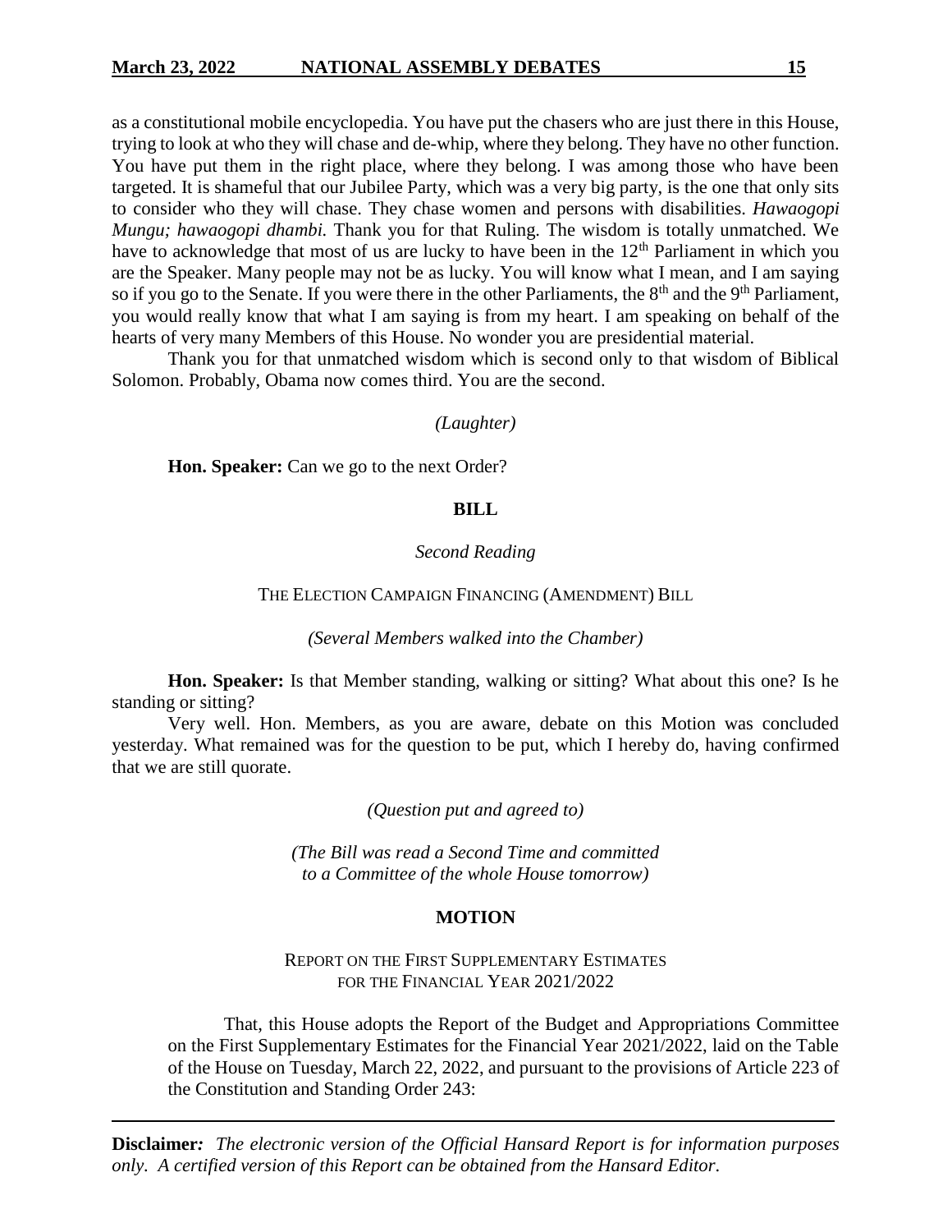as a constitutional mobile encyclopedia. You have put the chasers who are just there in this House, trying to look at who they will chase and de-whip, where they belong. They have no other function. You have put them in the right place, where they belong. I was among those who have been targeted. It is shameful that our Jubilee Party, which was a very big party, is the one that only sits to consider who they will chase. They chase women and persons with disabilities. *Hawaogopi Mungu; hawaogopi dhambi.* Thank you for that Ruling. The wisdom is totally unmatched. We have to acknowledge that most of us are lucky to have been in the 12th Parliament in which you are the Speaker. Many people may not be as lucky. You will know what I mean, and I am saying so if you go to the Senate. If you were there in the other Parliaments, the 8th and the 9th Parliament, you would really know that what I am saying is from my heart. I am speaking on behalf of the hearts of very many Members of this House. No wonder you are presidential material.

Thank you for that unmatched wisdom which is second only to that wisdom of Biblical Solomon. Probably, Obama now comes third. You are the second.

*(Laughter)*

**Hon. Speaker:** Can we go to the next Order?

## BILL

*Second Reading*

THE ELECTION CAMPAIGN FINANCING (AMENDMENT) BILL

*(Several Members walked into the Chamber)*

**Hon. Speaker:** Is that Member standing, walking or sitting? What about this one? Is he standing or sitting?

Very well. Hon. Members, as you are aware, debate on this Motion was concluded yesterday. What remained was for the question to be put, which I hereby do, having confirmed that we are still quorate.

*(Question put and agreed to)*

*(The Bill was read a Second Time and committed to a Committee of the whole House tomorrow)*

## MOTION

REPORT ON THE FIRST SUPPLEMENTARY ESTIMATES FOR THE FINANCIAL YEAR 2021/2022

> That, this House adopts the Report of the Budget and Appropriations Committee on the First Supplementary Estimates for the Financial Year 2021/2022, laid on the Table of the House on Tuesday, March 22, 2022, and pursuant to the provisions of Article 223 of the Constitution and Standing Order 243: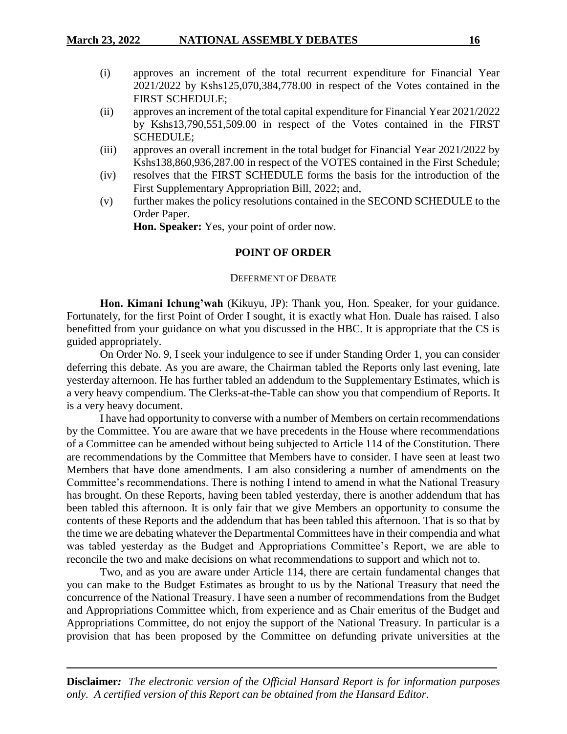(i) approves an increment of the total recurrent expenditure for Financial Year 2021/2022 by Kshs125,070,384,778.00 in respect of the Votes contained in the FIRST SCHEDULE;

(ii) approves an increment of the total capital expenditure for Financial Year 2021/2022 by Kshs13,790,551,509.00 in respect of the Votes contained in the FIRST SCHEDULE;

(iii) approves an overall increment in the total budget for Financial Year 2021/2022 by Kshs138,860,936,287.00 in respect of the VOTES contained in the First Schedule;

(iv) resolves that the FIRST SCHEDULE forms the basis for the introduction of the First Supplementary Appropriation Bill, 2022; and,

(v) further makes the policy resolutions contained in the SECOND SCHEDULE to the Order Paper.

**Hon. Speaker:** Yes, your point of order now.

## POINT OF ORDER

### DEFERMENT OF DEBATE

**Hon. Kimani Ichung'wah** (Kikuyu, JP): Thank you, Hon. Speaker, for your guidance. Fortunately, for the first Point of Order I sought, it is exactly what Hon. Duale has raised. I also benefitted from your guidance on what you discussed in the HBC. It is appropriate that the CS is guided appropriately.

On Order No. 9, I seek your indulgence to see if under Standing Order 1, you can consider deferring this debate. As you are aware, the Chairman tabled the Reports only last evening, late yesterday afternoon. He has further tabled an addendum to the Supplementary Estimates, which is a very heavy compendium. The Clerks-at-the-Table can show you that compendium of Reports. It is a very heavy document.

I have had opportunity to converse with a number of Members on certain recommendations by the Committee. You are aware that we have precedents in the House where recommendations of a Committee can be amended without being subjected to Article 114 of the Constitution. There are recommendations by the Committee that Members have to consider. I have seen at least two Members that have done amendments. I am also considering a number of amendments on the Committee's recommendations. There is nothing I intend to amend in what the National Treasury has brought. On these Reports, having been tabled yesterday, there is another addendum that has been tabled this afternoon. It is only fair that we give Members an opportunity to consume the contents of these Reports and the addendum that has been tabled this afternoon. That is so that by the time we are debating whatever the Departmental Committees have in their compendia and what was tabled yesterday as the Budget and Appropriations Committee's Report, we are able to reconcile the two and make decisions on what recommendations to support and which not to.

Two, and as you are aware under Article 114, there are certain fundamental changes that you can make to the Budget Estimates as brought to us by the National Treasury that need the concurrence of the National Treasury. I have seen a number of recommendations from the Budget and Appropriations Committee which, from experience and as Chair emeritus of the Budget and Appropriations Committee, do not enjoy the support of the National Treasury. In particular is a provision that has been proposed by the Committee on defunding private universities at the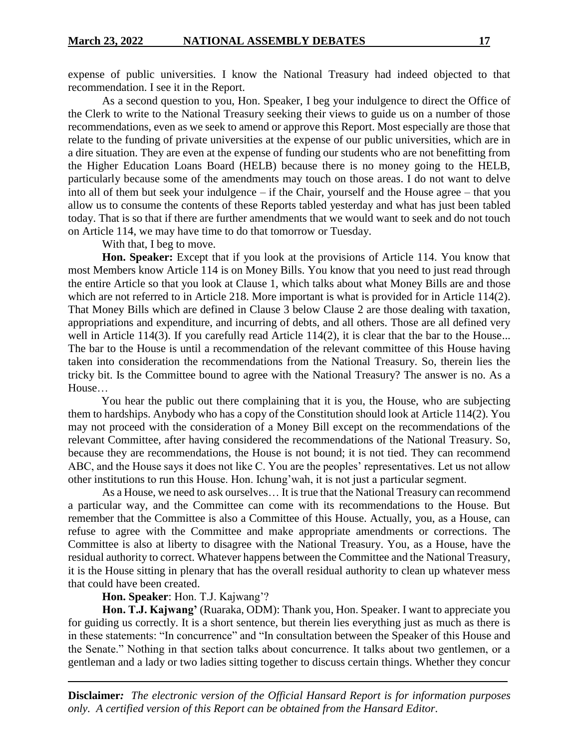expense of public universities. I know the National Treasury had indeed objected to that recommendation. I see it in the Report.

As a second question to you, Hon. Speaker, I beg your indulgence to direct the Office of the Clerk to write to the National Treasury seeking their views to guide us on a number of those recommendations, even as we seek to amend or approve this Report. Most especially are those that relate to the funding of private universities at the expense of our public universities, which are in a dire situation. They are even at the expense of funding our students who are not benefitting from the Higher Education Loans Board (HELB) because there is no money going to the HELB, particularly because some of the amendments may touch on those areas. I do not want to delve into all of them but seek your indulgence – if the Chair, yourself and the House agree – that you allow us to consume the contents of these Reports tabled yesterday and what has just been tabled today. That is so that if there are further amendments that we would want to seek and do not touch on Article 114, we may have time to do that tomorrow or Tuesday.

With that, I beg to move.

**Hon. Speaker:** Except that if you look at the provisions of Article 114. You know that most Members know Article 114 is on Money Bills. You know that you need to just read through the entire Article so that you look at Clause 1, which talks about what Money Bills are and those which are not referred to in Article 218. More important is what is provided for in Article 114(2). That Money Bills which are defined in Clause 3 below Clause 2 are those dealing with taxation, appropriations and expenditure, and incurring of debts, and all others. Those are all defined very well in Article 114(3). If you carefully read Article 114(2), it is clear that the bar to the House... The bar to the House is until a recommendation of the relevant committee of this House having taken into consideration the recommendations from the National Treasury. So, therein lies the tricky bit. Is the Committee bound to agree with the National Treasury? The answer is no. As a House…

You hear the public out there complaining that it is you, the House, who are subjecting them to hardships. Anybody who has a copy of the Constitution should look at Article 114(2). You may not proceed with the consideration of a Money Bill except on the recommendations of the relevant Committee, after having considered the recommendations of the National Treasury. So, because they are recommendations, the House is not bound; it is not tied. They can recommend ABC, and the House says it does not like C. You are the peoples' representatives. Let us not allow other institutions to run this House. Hon. Ichung'wah, it is not just a particular segment.

As a House, we need to ask ourselves… It is true that the National Treasury can recommend a particular way, and the Committee can come with its recommendations to the House. But remember that the Committee is also a Committee of this House. Actually, you, as a House, can refuse to agree with the Committee and make appropriate amendments or corrections. The Committee is also at liberty to disagree with the National Treasury. You, as a House, have the residual authority to correct. Whatever happens between the Committee and the National Treasury, it is the House sitting in plenary that has the overall residual authority to clean up whatever mess that could have been created.

**Hon. Speaker**: Hon. T.J. Kajwang'?

**Hon. T.J. Kajwang'** (Ruaraka, ODM): Thank you, Hon. Speaker. I want to appreciate you for guiding us correctly. It is a short sentence, but therein lies everything just as much as there is in these statements: "In concurrence" and "In consultation between the Speaker of this House and the Senate." Nothing in that section talks about concurrence. It talks about two gentlemen, or a gentleman and a lady or two ladies sitting together to discuss certain things. Whether they concur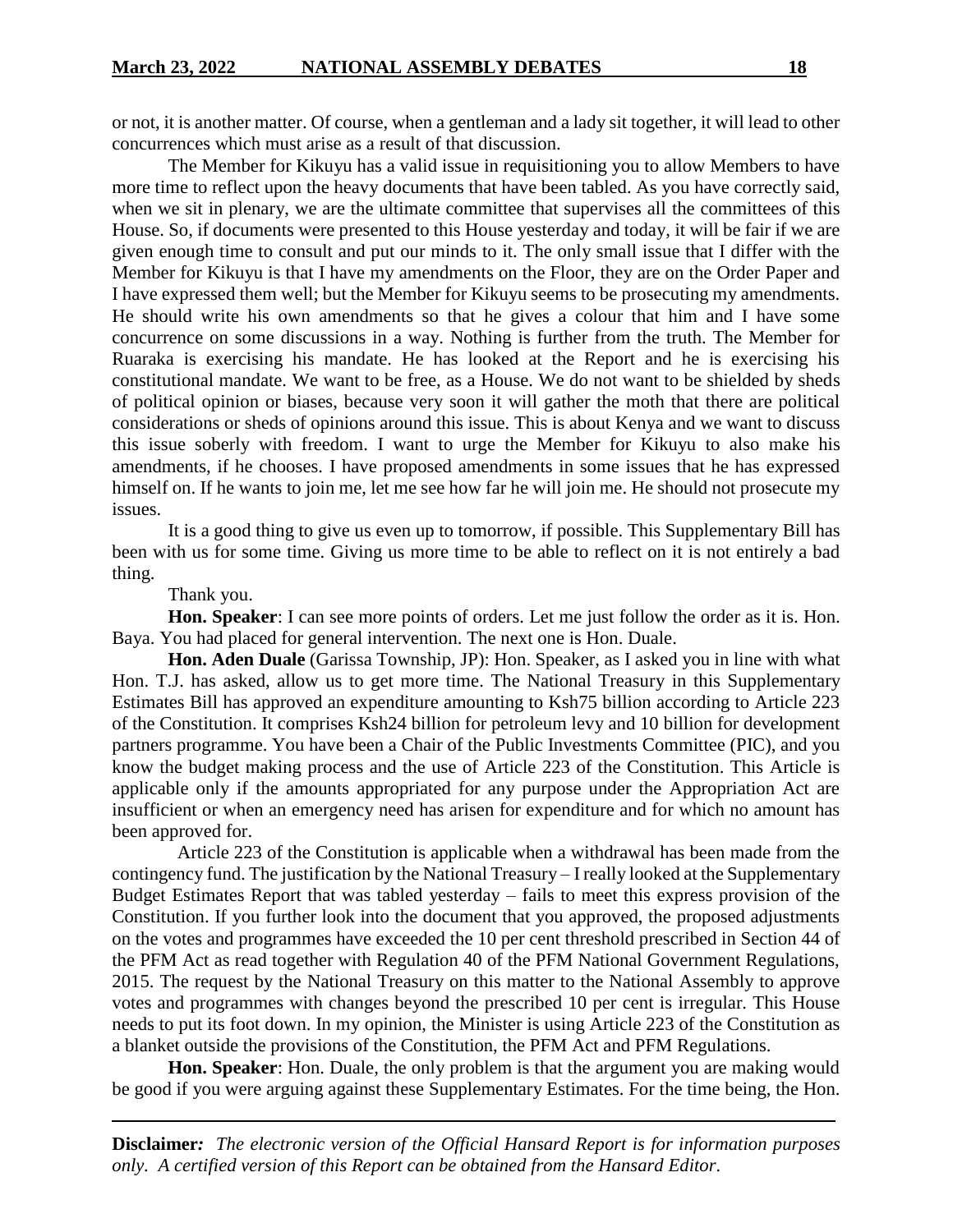or not, it is another matter. Of course, when a gentleman and a lady sit together, it will lead to other concurrences which must arise as a result of that discussion.

The Member for Kikuyu has a valid issue in requisitioning you to allow Members to have more time to reflect upon the heavy documents that have been tabled. As you have correctly said, when we sit in plenary, we are the ultimate committee that supervises all the committees of this House. So, if documents were presented to this House yesterday and today, it will be fair if we are given enough time to consult and put our minds to it. The only small issue that I differ with the Member for Kikuyu is that I have my amendments on the Floor, they are on the Order Paper and I have expressed them well; but the Member for Kikuyu seems to be prosecuting my amendments. He should write his own amendments so that he gives a colour that him and I have some concurrence on some discussions in a way. Nothing is further from the truth. The Member for Ruaraka is exercising his mandate. He has looked at the Report and he is exercising his constitutional mandate. We want to be free, as a House. We do not want to be shielded by sheds of political opinion or biases, because very soon it will gather the moth that there are political considerations or sheds of opinions around this issue. This is about Kenya and we want to discuss this issue soberly with freedom. I want to urge the Member for Kikuyu to also make his amendments, if he chooses. I have proposed amendments in some issues that he has expressed himself on. If he wants to join me, let me see how far he will join me. He should not prosecute my issues.

It is a good thing to give us even up to tomorrow, if possible. This Supplementary Bill has been with us for some time. Giving us more time to be able to reflect on it is not entirely a bad thing.

Thank you.

**Hon. Speaker**: I can see more points of orders. Let me just follow the order as it is. Hon. Baya. You had placed for general intervention. The next one is Hon. Duale.

**Hon. Aden Duale** (Garissa Township, JP): Hon. Speaker, as I asked you in line with what Hon. T.J. has asked, allow us to get more time. The National Treasury in this Supplementary Estimates Bill has approved an expenditure amounting to Ksh75 billion according to Article 223 of the Constitution. It comprises Ksh24 billion for petroleum levy and 10 billion for development partners programme. You have been a Chair of the Public Investments Committee (PIC), and you know the budget making process and the use of Article 223 of the Constitution. This Article is applicable only if the amounts appropriated for any purpose under the Appropriation Act are insufficient or when an emergency need has arisen for expenditure and for which no amount has been approved for.

Article 223 of the Constitution is applicable when a withdrawal has been made from the contingency fund. The justification by the National Treasury – I really looked at the Supplementary Budget Estimates Report that was tabled yesterday – fails to meet this express provision of the Constitution. If you further look into the document that you approved, the proposed adjustments on the votes and programmes have exceeded the 10 per cent threshold prescribed in Section 44 of the PFM Act as read together with Regulation 40 of the PFM National Government Regulations, 2015. The request by the National Treasury on this matter to the National Assembly to approve votes and programmes with changes beyond the prescribed 10 per cent is irregular. This House needs to put its foot down. In my opinion, the Minister is using Article 223 of the Constitution as a blanket outside the provisions of the Constitution, the PFM Act and PFM Regulations.

**Hon. Speaker**: Hon. Duale, the only problem is that the argument you are making would be good if you were arguing against these Supplementary Estimates. For the time being, the Hon.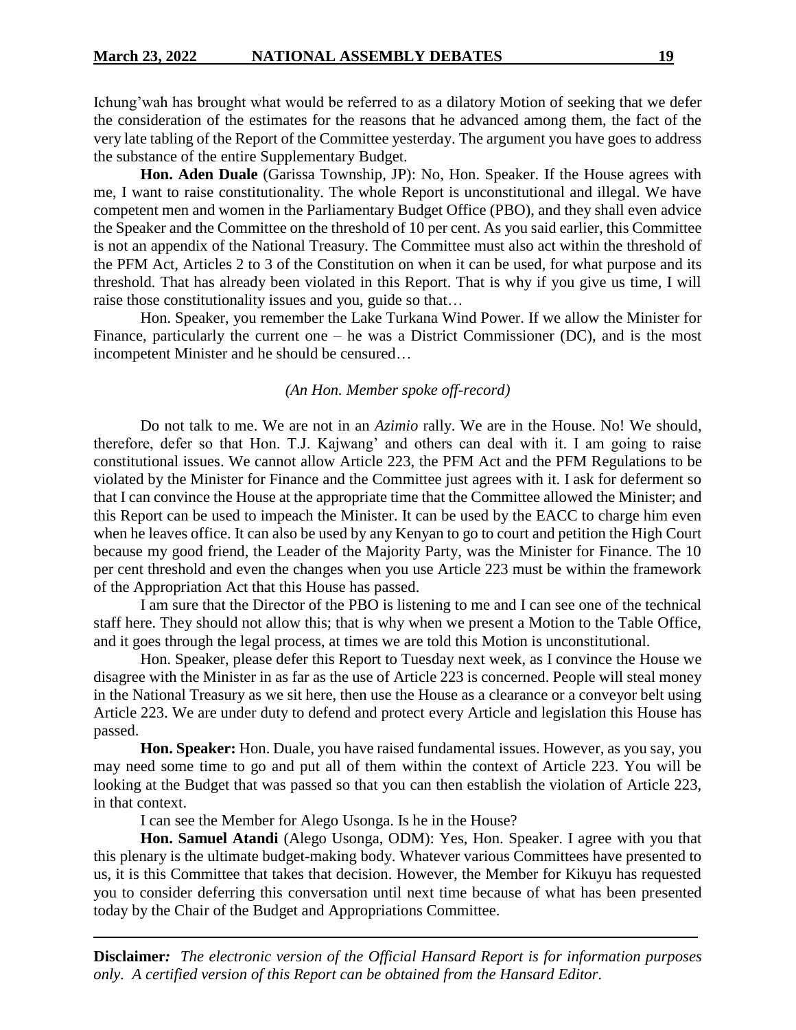Ichung'wah has brought what would be referred to as a dilatory Motion of seeking that we defer the consideration of the estimates for the reasons that he advanced among them, the fact of the very late tabling of the Report of the Committee yesterday. The argument you have goes to address the substance of the entire Supplementary Budget.

**Hon. Aden Duale** (Garissa Township, JP): No, Hon. Speaker. If the House agrees with me, I want to raise constitutionality. The whole Report is unconstitutional and illegal. We have competent men and women in the Parliamentary Budget Office (PBO), and they shall even advice the Speaker and the Committee on the threshold of 10 per cent. As you said earlier, this Committee is not an appendix of the National Treasury. The Committee must also act within the threshold of the PFM Act, Articles 2 to 3 of the Constitution on when it can be used, for what purpose and its threshold. That has already been violated in this Report. That is why if you give us time, I will raise those constitutionality issues and you, guide so that…

Hon. Speaker, you remember the Lake Turkana Wind Power. If we allow the Minister for Finance, particularly the current one – he was a District Commissioner (DC), and is the most incompetent Minister and he should be censured…

*(An Hon. Member spoke off-record)*

Do not talk to me. We are not in an *Azimio* rally. We are in the House. No! We should, therefore, defer so that Hon. T.J. Kajwang' and others can deal with it. I am going to raise constitutional issues. We cannot allow Article 223, the PFM Act and the PFM Regulations to be violated by the Minister for Finance and the Committee just agrees with it. I ask for deferment so that I can convince the House at the appropriate time that the Committee allowed the Minister; and this Report can be used to impeach the Minister. It can be used by the EACC to charge him even when he leaves office. It can also be used by any Kenyan to go to court and petition the High Court because my good friend, the Leader of the Majority Party, was the Minister for Finance. The 10 per cent threshold and even the changes when you use Article 223 must be within the framework of the Appropriation Act that this House has passed.

I am sure that the Director of the PBO is listening to me and I can see one of the technical staff here. They should not allow this; that is why when we present a Motion to the Table Office, and it goes through the legal process, at times we are told this Motion is unconstitutional.

Hon. Speaker, please defer this Report to Tuesday next week, as I convince the House we disagree with the Minister in as far as the use of Article 223 is concerned. People will steal money in the National Treasury as we sit here, then use the House as a clearance or a conveyor belt using Article 223. We are under duty to defend and protect every Article and legislation this House has passed.

**Hon. Speaker:** Hon. Duale, you have raised fundamental issues. However, as you say, you may need some time to go and put all of them within the context of Article 223. You will be looking at the Budget that was passed so that you can then establish the violation of Article 223, in that context.

I can see the Member for Alego Usonga. Is he in the House?

**Hon. Samuel Atandi** (Alego Usonga, ODM): Yes, Hon. Speaker. I agree with you that this plenary is the ultimate budget-making body. Whatever various Committees have presented to us, it is this Committee that takes that decision. However, the Member for Kikuyu has requested you to consider deferring this conversation until next time because of what has been presented today by the Chair of the Budget and Appropriations Committee.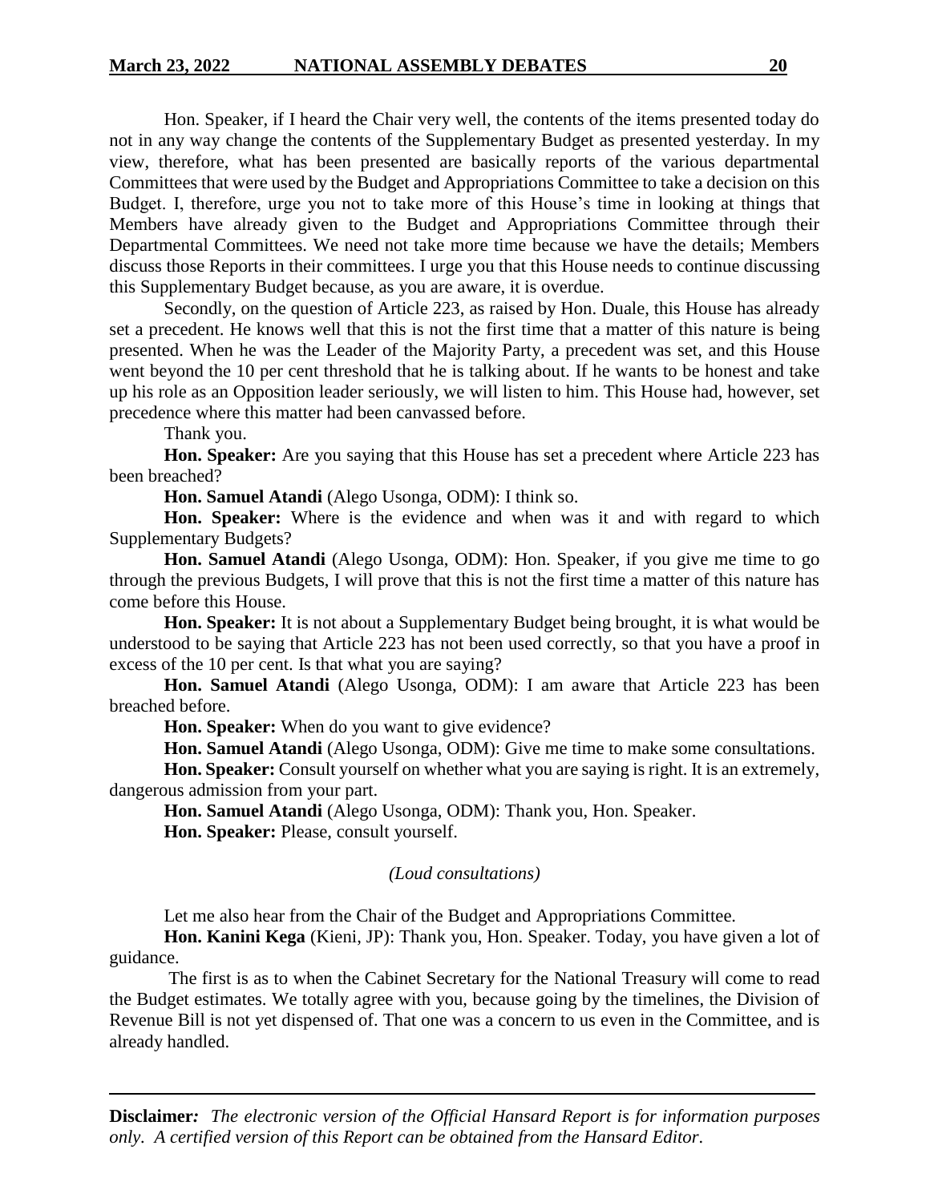Hon. Speaker, if I heard the Chair very well, the contents of the items presented today do not in any way change the contents of the Supplementary Budget as presented yesterday. In my view, therefore, what has been presented are basically reports of the various departmental Committees that were used by the Budget and Appropriations Committee to take a decision on this Budget. I, therefore, urge you not to take more of this House's time in looking at things that Members have already given to the Budget and Appropriations Committee through their Departmental Committees. We need not take more time because we have the details; Members discuss those Reports in their committees. I urge you that this House needs to continue discussing this Supplementary Budget because, as you are aware, it is overdue.

Secondly, on the question of Article 223, as raised by Hon. Duale, this House has already set a precedent. He knows well that this is not the first time that a matter of this nature is being presented. When he was the Leader of the Majority Party, a precedent was set, and this House went beyond the 10 per cent threshold that he is talking about. If he wants to be honest and take up his role as an Opposition leader seriously, we will listen to him. This House had, however, set precedence where this matter had been canvassed before.

Thank you.

**Hon. Speaker:** Are you saying that this House has set a precedent where Article 223 has been breached?

**Hon. Samuel Atandi** (Alego Usonga, ODM): I think so.

**Hon. Speaker:** Where is the evidence and when was it and with regard to which Supplementary Budgets?

**Hon. Samuel Atandi** (Alego Usonga, ODM): Hon. Speaker, if you give me time to go through the previous Budgets, I will prove that this is not the first time a matter of this nature has come before this House.

**Hon. Speaker:** It is not about a Supplementary Budget being brought, it is what would be understood to be saying that Article 223 has not been used correctly, so that you have a proof in excess of the 10 per cent. Is that what you are saying?

**Hon. Samuel Atandi** (Alego Usonga, ODM): I am aware that Article 223 has been breached before.

**Hon. Speaker:** When do you want to give evidence?

**Hon. Samuel Atandi** (Alego Usonga, ODM): Give me time to make some consultations.

**Hon. Speaker:** Consult yourself on whether what you are saying is right. It is an extremely, dangerous admission from your part.

**Hon. Samuel Atandi** (Alego Usonga, ODM): Thank you, Hon. Speaker.

**Hon. Speaker:** Please, consult yourself.

*(Loud consultations)*

Let me also hear from the Chair of the Budget and Appropriations Committee.

**Hon. Kanini Kega** (Kieni, JP): Thank you, Hon. Speaker. Today, you have given a lot of guidance.

The first is as to when the Cabinet Secretary for the National Treasury will come to read the Budget estimates. We totally agree with you, because going by the timelines, the Division of Revenue Bill is not yet dispensed of. That one was a concern to us even in the Committee, and is already handled.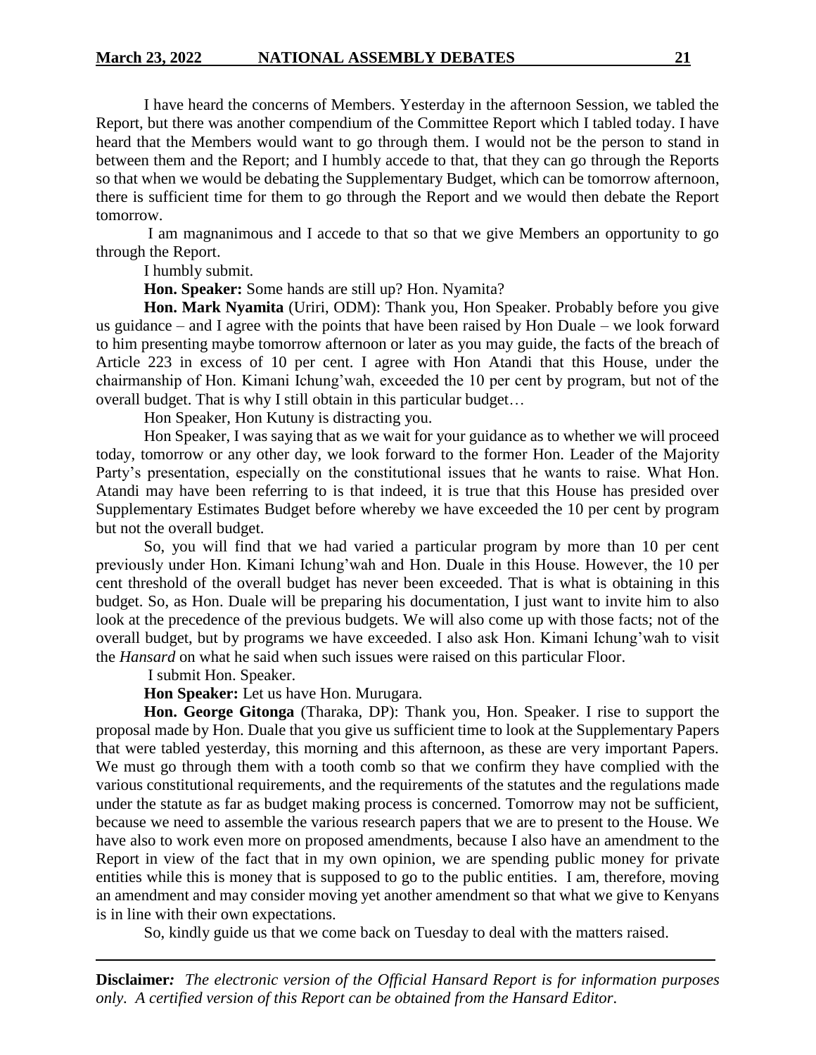I have heard the concerns of Members. Yesterday in the afternoon Session, we tabled the Report, but there was another compendium of the Committee Report which I tabled today. I have heard that the Members would want to go through them. I would not be the person to stand in between them and the Report; and I humbly accede to that, that they can go through the Reports so that when we would be debating the Supplementary Budget, which can be tomorrow afternoon, there is sufficient time for them to go through the Report and we would then debate the Report tomorrow.

I am magnanimous and I accede to that so that we give Members an opportunity to go through the Report.

I humbly submit.

**Hon. Speaker:** Some hands are still up? Hon. Nyamita?

**Hon. Mark Nyamita** (Uriri, ODM): Thank you, Hon Speaker. Probably before you give us guidance – and I agree with the points that have been raised by Hon Duale – we look forward to him presenting maybe tomorrow afternoon or later as you may guide, the facts of the breach of Article 223 in excess of 10 per cent. I agree with Hon Atandi that this House, under the chairmanship of Hon. Kimani Ichung'wah, exceeded the 10 per cent by program, but not of the overall budget. That is why I still obtain in this particular budget…

Hon Speaker, Hon Kutuny is distracting you.

Hon Speaker, I was saying that as we wait for your guidance as to whether we will proceed today, tomorrow or any other day, we look forward to the former Hon. Leader of the Majority Party's presentation, especially on the constitutional issues that he wants to raise. What Hon. Atandi may have been referring to is that indeed, it is true that this House has presided over Supplementary Estimates Budget before whereby we have exceeded the 10 per cent by program but not the overall budget.

So, you will find that we had varied a particular program by more than 10 per cent previously under Hon. Kimani Ichung'wah and Hon. Duale in this House. However, the 10 per cent threshold of the overall budget has never been exceeded. That is what is obtaining in this budget. So, as Hon. Duale will be preparing his documentation, I just want to invite him to also look at the precedence of the previous budgets. We will also come up with those facts; not of the overall budget, but by programs we have exceeded. I also ask Hon. Kimani Ichung'wah to visit the *Hansard* on what he said when such issues were raised on this particular Floor.

I submit Hon. Speaker.

**Hon Speaker:** Let us have Hon. Murugara.

**Hon. George Gitonga** (Tharaka, DP): Thank you, Hon. Speaker. I rise to support the proposal made by Hon. Duale that you give us sufficient time to look at the Supplementary Papers that were tabled yesterday, this morning and this afternoon, as these are very important Papers. We must go through them with a tooth comb so that we confirm they have complied with the various constitutional requirements, and the requirements of the statutes and the regulations made under the statute as far as budget making process is concerned. Tomorrow may not be sufficient, because we need to assemble the various research papers that we are to present to the House. We have also to work even more on proposed amendments, because I also have an amendment to the Report in view of the fact that in my own opinion, we are spending public money for private entities while this is money that is supposed to go to the public entities. I am, therefore, moving an amendment and may consider moving yet another amendment so that what we give to Kenyans is in line with their own expectations.

So, kindly guide us that we come back on Tuesday to deal with the matters raised.

---

**Disclaimer***:* *The electronic version of the Official Hansard Report is for information purposes only. A certified version of this Report can be obtained from the Hansard Editor.*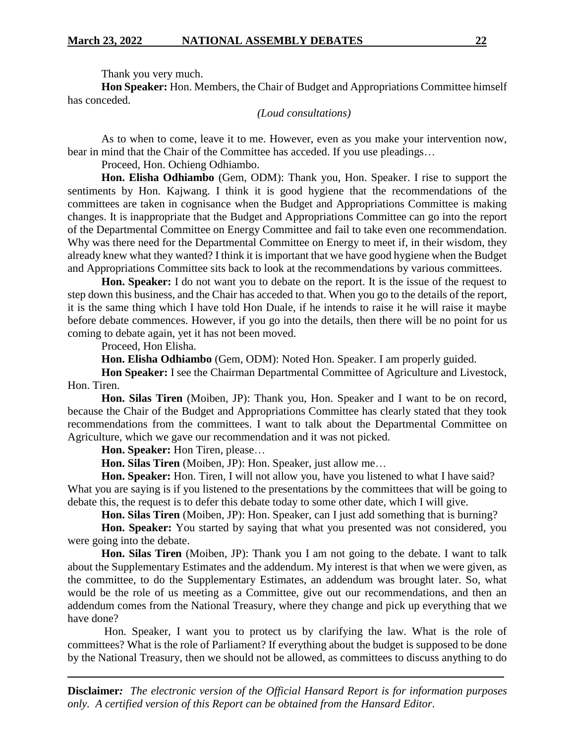Thank you very much.

**Hon Speaker:** Hon. Members, the Chair of Budget and Appropriations Committee himself has conceded.

*(Loud consultations)*

As to when to come, leave it to me. However, even as you make your intervention now, bear in mind that the Chair of the Committee has acceded. If you use pleadings…

Proceed, Hon. Ochieng Odhiambo.

**Hon. Elisha Odhiambo** (Gem, ODM): Thank you, Hon. Speaker. I rise to support the sentiments by Hon. Kajwang. I think it is good hygiene that the recommendations of the committees are taken in cognisance when the Budget and Appropriations Committee is making changes. It is inappropriate that the Budget and Appropriations Committee can go into the report of the Departmental Committee on Energy Committee and fail to take even one recommendation. Why was there need for the Departmental Committee on Energy to meet if, in their wisdom, they already knew what they wanted? I think it is important that we have good hygiene when the Budget and Appropriations Committee sits back to look at the recommendations by various committees.

**Hon. Speaker:** I do not want you to debate on the report. It is the issue of the request to step down this business, and the Chair has acceded to that. When you go to the details of the report, it is the same thing which I have told Hon Duale, if he intends to raise it he will raise it maybe before debate commences. However, if you go into the details, then there will be no point for us coming to debate again, yet it has not been moved.

Proceed, Hon Elisha.

**Hon. Elisha Odhiambo** (Gem, ODM): Noted Hon. Speaker. I am properly guided.

**Hon Speaker:** I see the Chairman Departmental Committee of Agriculture and Livestock, Hon. Tiren.

**Hon. Silas Tiren** (Moiben, JP): Thank you, Hon. Speaker and I want to be on record, because the Chair of the Budget and Appropriations Committee has clearly stated that they took recommendations from the committees. I want to talk about the Departmental Committee on Agriculture, which we gave our recommendation and it was not picked.

**Hon. Speaker:** Hon Tiren, please…

**Hon. Silas Tiren** (Moiben, JP): Hon. Speaker, just allow me…

**Hon. Speaker:** Hon. Tiren, I will not allow you, have you listened to what I have said? What you are saying is if you listened to the presentations by the committees that will be going to debate this, the request is to defer this debate today to some other date, which I will give.

**Hon. Silas Tiren** (Moiben, JP): Hon. Speaker, can I just add something that is burning?

**Hon. Speaker:** You started by saying that what you presented was not considered, you were going into the debate.

**Hon. Silas Tiren** (Moiben, JP): Thank you I am not going to the debate. I want to talk about the Supplementary Estimates and the addendum. My interest is that when we were given, as the committee, to do the Supplementary Estimates, an addendum was brought later. So, what would be the role of us meeting as a Committee, give out our recommendations, and then an addendum comes from the National Treasury, where they change and pick up everything that we have done?

Hon. Speaker, I want you to protect us by clarifying the law. What is the role of committees? What is the role of Parliament? If everything about the budget is supposed to be done by the National Treasury, then we should not be allowed, as committees to discuss anything to do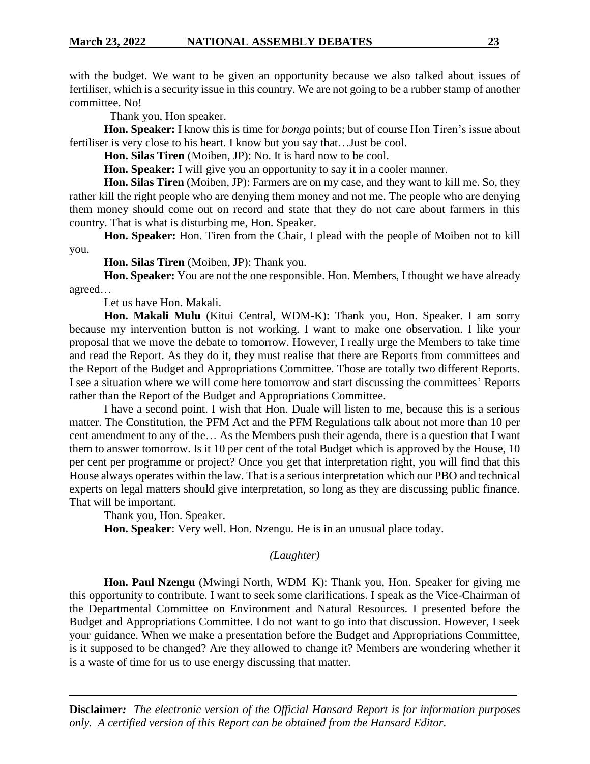with the budget. We want to be given an opportunity because we also talked about issues of fertiliser, which is a security issue in this country. We are not going to be a rubber stamp of another committee. No!

Thank you, Hon speaker.

**Hon. Speaker:** I know this is time for *bonga* points; but of course Hon Tiren's issue about fertiliser is very close to his heart. I know but you say that…Just be cool.

**Hon. Silas Tiren** (Moiben, JP): No. It is hard now to be cool.

**Hon. Speaker:** I will give you an opportunity to say it in a cooler manner.

**Hon. Silas Tiren** (Moiben, JP): Farmers are on my case, and they want to kill me. So, they rather kill the right people who are denying them money and not me. The people who are denying them money should come out on record and state that they do not care about farmers in this country. That is what is disturbing me, Hon. Speaker.

**Hon. Speaker:** Hon. Tiren from the Chair, I plead with the people of Moiben not to kill you.

**Hon. Silas Tiren** (Moiben, JP): Thank you.

**Hon. Speaker:** You are not the one responsible. Hon. Members, I thought we have already agreed…

Let us have Hon. Makali.

**Hon. Makali Mulu** (Kitui Central, WDM-K): Thank you, Hon. Speaker. I am sorry because my intervention button is not working. I want to make one observation. I like your proposal that we move the debate to tomorrow. However, I really urge the Members to take time and read the Report. As they do it, they must realise that there are Reports from committees and the Report of the Budget and Appropriations Committee. Those are totally two different Reports. I see a situation where we will come here tomorrow and start discussing the committees' Reports rather than the Report of the Budget and Appropriations Committee.

I have a second point. I wish that Hon. Duale will listen to me, because this is a serious matter. The Constitution, the PFM Act and the PFM Regulations talk about not more than 10 per cent amendment to any of the… As the Members push their agenda, there is a question that I want them to answer tomorrow. Is it 10 per cent of the total Budget which is approved by the House, 10 per cent per programme or project? Once you get that interpretation right, you will find that this House always operates within the law. That is a serious interpretation which our PBO and technical experts on legal matters should give interpretation, so long as they are discussing public finance. That will be important.

Thank you, Hon. Speaker.

**Hon. Speaker**: Very well. Hon. Nzengu. He is in an unusual place today.

*(Laughter)*

**Hon. Paul Nzengu** (Mwingi North, WDM–K): Thank you, Hon. Speaker for giving me this opportunity to contribute. I want to seek some clarifications. I speak as the Vice-Chairman of the Departmental Committee on Environment and Natural Resources. I presented before the Budget and Appropriations Committee. I do not want to go into that discussion. However, I seek your guidance. When we make a presentation before the Budget and Appropriations Committee, is it supposed to be changed? Are they allowed to change it? Members are wondering whether it is a waste of time for us to use energy discussing that matter.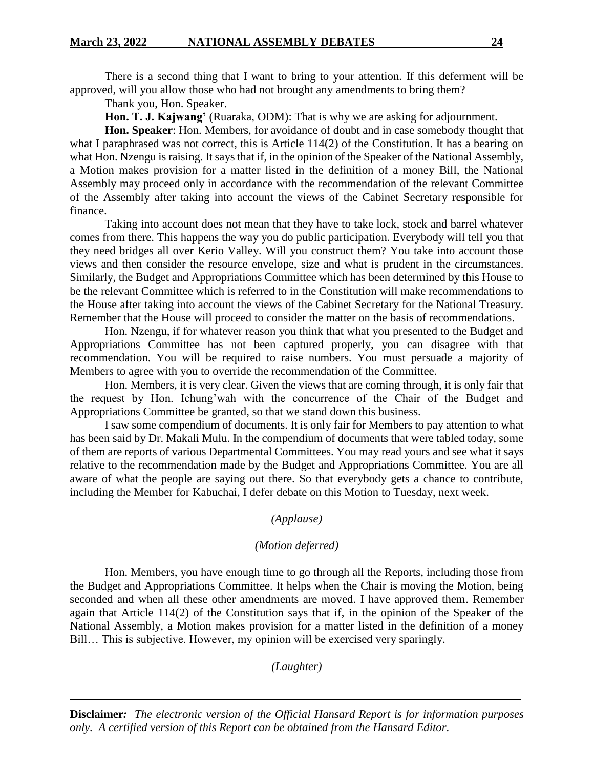There is a second thing that I want to bring to your attention. If this deferment will be approved, will you allow those who had not brought any amendments to bring them?

Thank you, Hon. Speaker.

**Hon. T. J. Kajwang'** (Ruaraka, ODM): That is why we are asking for adjournment.

**Hon. Speaker**: Hon. Members, for avoidance of doubt and in case somebody thought that what I paraphrased was not correct, this is Article 114(2) of the Constitution. It has a bearing on what Hon. Nzengu is raising. It says that if, in the opinion of the Speaker of the National Assembly, a Motion makes provision for a matter listed in the definition of a money Bill, the National Assembly may proceed only in accordance with the recommendation of the relevant Committee of the Assembly after taking into account the views of the Cabinet Secretary responsible for finance.

Taking into account does not mean that they have to take lock, stock and barrel whatever comes from there. This happens the way you do public participation. Everybody will tell you that they need bridges all over Kerio Valley. Will you construct them? You take into account those views and then consider the resource envelope, size and what is prudent in the circumstances. Similarly, the Budget and Appropriations Committee which has been determined by this House to be the relevant Committee which is referred to in the Constitution will make recommendations to the House after taking into account the views of the Cabinet Secretary for the National Treasury. Remember that the House will proceed to consider the matter on the basis of recommendations.

Hon. Nzengu, if for whatever reason you think that what you presented to the Budget and Appropriations Committee has not been captured properly, you can disagree with that recommendation. You will be required to raise numbers. You must persuade a majority of Members to agree with you to override the recommendation of the Committee.

Hon. Members, it is very clear. Given the views that are coming through, it is only fair that the request by Hon. Ichung'wah with the concurrence of the Chair of the Budget and Appropriations Committee be granted, so that we stand down this business.

I saw some compendium of documents. It is only fair for Members to pay attention to what has been said by Dr. Makali Mulu. In the compendium of documents that were tabled today, some of them are reports of various Departmental Committees. You may read yours and see what it says relative to the recommendation made by the Budget and Appropriations Committee. You are all aware of what the people are saying out there. So that everybody gets a chance to contribute, including the Member for Kabuchai, I defer debate on this Motion to Tuesday, next week.

*(Applause)*

*(Motion deferred)*

Hon. Members, you have enough time to go through all the Reports, including those from the Budget and Appropriations Committee. It helps when the Chair is moving the Motion, being seconded and when all these other amendments are moved. I have approved them. Remember again that Article 114(2) of the Constitution says that if, in the opinion of the Speaker of the National Assembly, a Motion makes provision for a matter listed in the definition of a money Bill… This is subjective. However, my opinion will be exercised very sparingly.

*(Laughter)*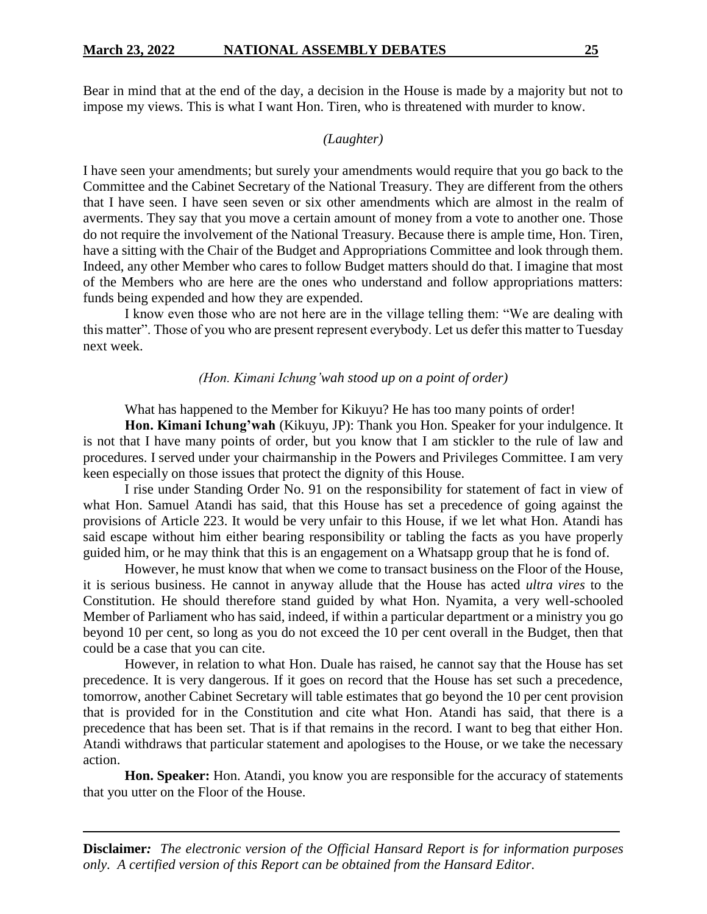Bear in mind that at the end of the day, a decision in the House is made by a majority but not to impose my views. This is what I want Hon. Tiren, who is threatened with murder to know.

*(Laughter)*

I have seen your amendments; but surely your amendments would require that you go back to the Committee and the Cabinet Secretary of the National Treasury. They are different from the others that I have seen. I have seen seven or six other amendments which are almost in the realm of averments. They say that you move a certain amount of money from a vote to another one. Those do not require the involvement of the National Treasury. Because there is ample time, Hon. Tiren, have a sitting with the Chair of the Budget and Appropriations Committee and look through them. Indeed, any other Member who cares to follow Budget matters should do that. I imagine that most of the Members who are here are the ones who understand and follow appropriations matters: funds being expended and how they are expended.

I know even those who are not here are in the village telling them: "We are dealing with this matter". Those of you who are present represent everybody. Let us defer this matter to Tuesday next week.

*(Hon. Kimani Ichung'wah stood up on a point of order)*

What has happened to the Member for Kikuyu? He has too many points of order!

**Hon. Kimani Ichung'wah** (Kikuyu, JP): Thank you Hon. Speaker for your indulgence. It is not that I have many points of order, but you know that I am stickler to the rule of law and procedures. I served under your chairmanship in the Powers and Privileges Committee. I am very keen especially on those issues that protect the dignity of this House.

I rise under Standing Order No. 91 on the responsibility for statement of fact in view of what Hon. Samuel Atandi has said, that this House has set a precedence of going against the provisions of Article 223. It would be very unfair to this House, if we let what Hon. Atandi has said escape without him either bearing responsibility or tabling the facts as you have properly guided him, or he may think that this is an engagement on a Whatsapp group that he is fond of.

However, he must know that when we come to transact business on the Floor of the House, it is serious business. He cannot in anyway allude that the House has acted *ultra vires* to the Constitution. He should therefore stand guided by what Hon. Nyamita, a very well-schooled Member of Parliament who has said, indeed, if within a particular department or a ministry you go beyond 10 per cent, so long as you do not exceed the 10 per cent overall in the Budget, then that could be a case that you can cite.

However, in relation to what Hon. Duale has raised, he cannot say that the House has set precedence. It is very dangerous. If it goes on record that the House has set such a precedence, tomorrow, another Cabinet Secretary will table estimates that go beyond the 10 per cent provision that is provided for in the Constitution and cite what Hon. Atandi has said, that there is a precedence that has been set. That is if that remains in the record. I want to beg that either Hon. Atandi withdraws that particular statement and apologises to the House, or we take the necessary action.

**Hon. Speaker:** Hon. Atandi, you know you are responsible for the accuracy of statements that you utter on the Floor of the House.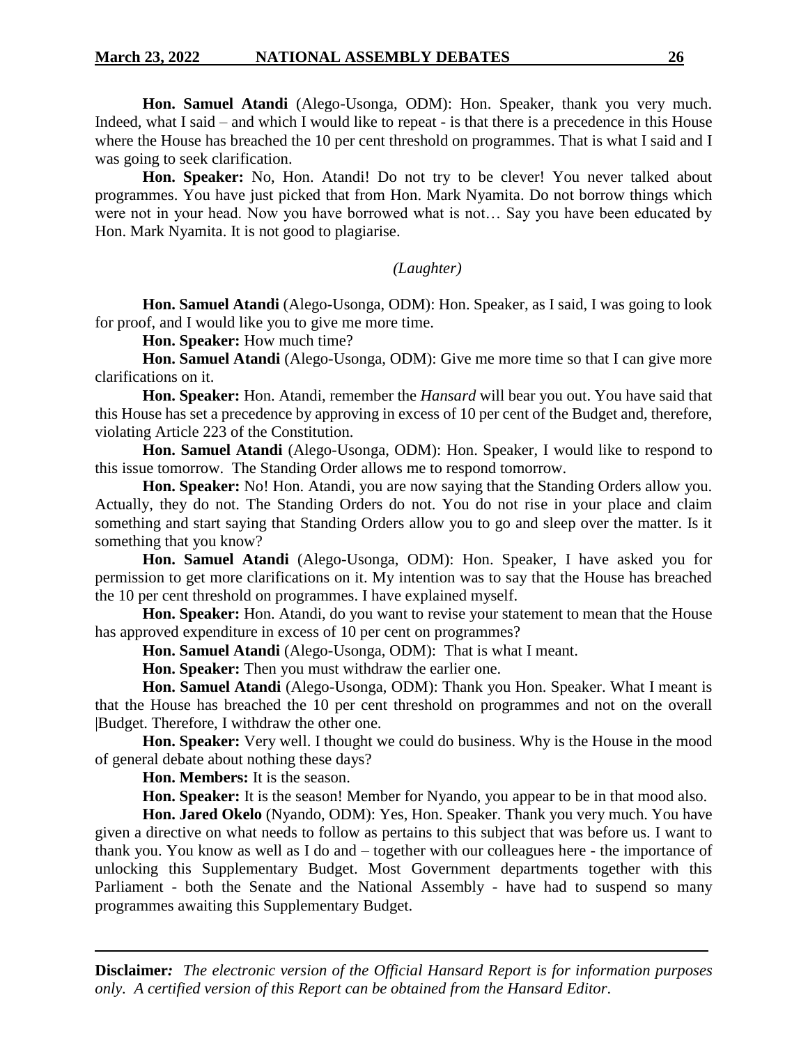**Hon. Samuel Atandi** (Alego-Usonga, ODM): Hon. Speaker, thank you very much. Indeed, what I said – and which I would like to repeat - is that there is a precedence in this House where the House has breached the 10 per cent threshold on programmes. That is what I said and I was going to seek clarification.

**Hon. Speaker:** No, Hon. Atandi! Do not try to be clever! You never talked about programmes. You have just picked that from Hon. Mark Nyamita. Do not borrow things which were not in your head. Now you have borrowed what is not… Say you have been educated by Hon. Mark Nyamita. It is not good to plagiarise.

*(Laughter)*

**Hon. Samuel Atandi** (Alego-Usonga, ODM): Hon. Speaker, as I said, I was going to look for proof, and I would like you to give me more time.

**Hon. Speaker:** How much time?

**Hon. Samuel Atandi** (Alego-Usonga, ODM): Give me more time so that I can give more clarifications on it.

**Hon. Speaker:** Hon. Atandi, remember the *Hansard* will bear you out. You have said that this House has set a precedence by approving in excess of 10 per cent of the Budget and, therefore, violating Article 223 of the Constitution.

**Hon. Samuel Atandi** (Alego-Usonga, ODM): Hon. Speaker, I would like to respond to this issue tomorrow. The Standing Order allows me to respond tomorrow.

**Hon. Speaker:** No! Hon. Atandi, you are now saying that the Standing Orders allow you. Actually, they do not. The Standing Orders do not. You do not rise in your place and claim something and start saying that Standing Orders allow you to go and sleep over the matter. Is it something that you know?

**Hon. Samuel Atandi** (Alego-Usonga, ODM): Hon. Speaker, I have asked you for permission to get more clarifications on it. My intention was to say that the House has breached the 10 per cent threshold on programmes. I have explained myself.

**Hon. Speaker:** Hon. Atandi, do you want to revise your statement to mean that the House has approved expenditure in excess of 10 per cent on programmes?

**Hon. Samuel Atandi** (Alego-Usonga, ODM): That is what I meant.

**Hon. Speaker:** Then you must withdraw the earlier one.

**Hon. Samuel Atandi** (Alego-Usonga, ODM): Thank you Hon. Speaker. What I meant is that the House has breached the 10 per cent threshold on programmes and not on the overall |Budget. Therefore, I withdraw the other one.

**Hon. Speaker:** Very well. I thought we could do business. Why is the House in the mood of general debate about nothing these days?

**Hon. Members:** It is the season.

**Hon. Speaker:** It is the season! Member for Nyando, you appear to be in that mood also.

**Hon. Jared Okelo** (Nyando, ODM): Yes, Hon. Speaker. Thank you very much. You have given a directive on what needs to follow as pertains to this subject that was before us. I want to thank you. You know as well as I do and – together with our colleagues here - the importance of unlocking this Supplementary Budget. Most Government departments together with this Parliament - both the Senate and the National Assembly - have had to suspend so many programmes awaiting this Supplementary Budget.

**Disclaimer***: The electronic version of the Official Hansard Report is for information purposes only. A certified version of this Report can be obtained from the Hansard Editor.*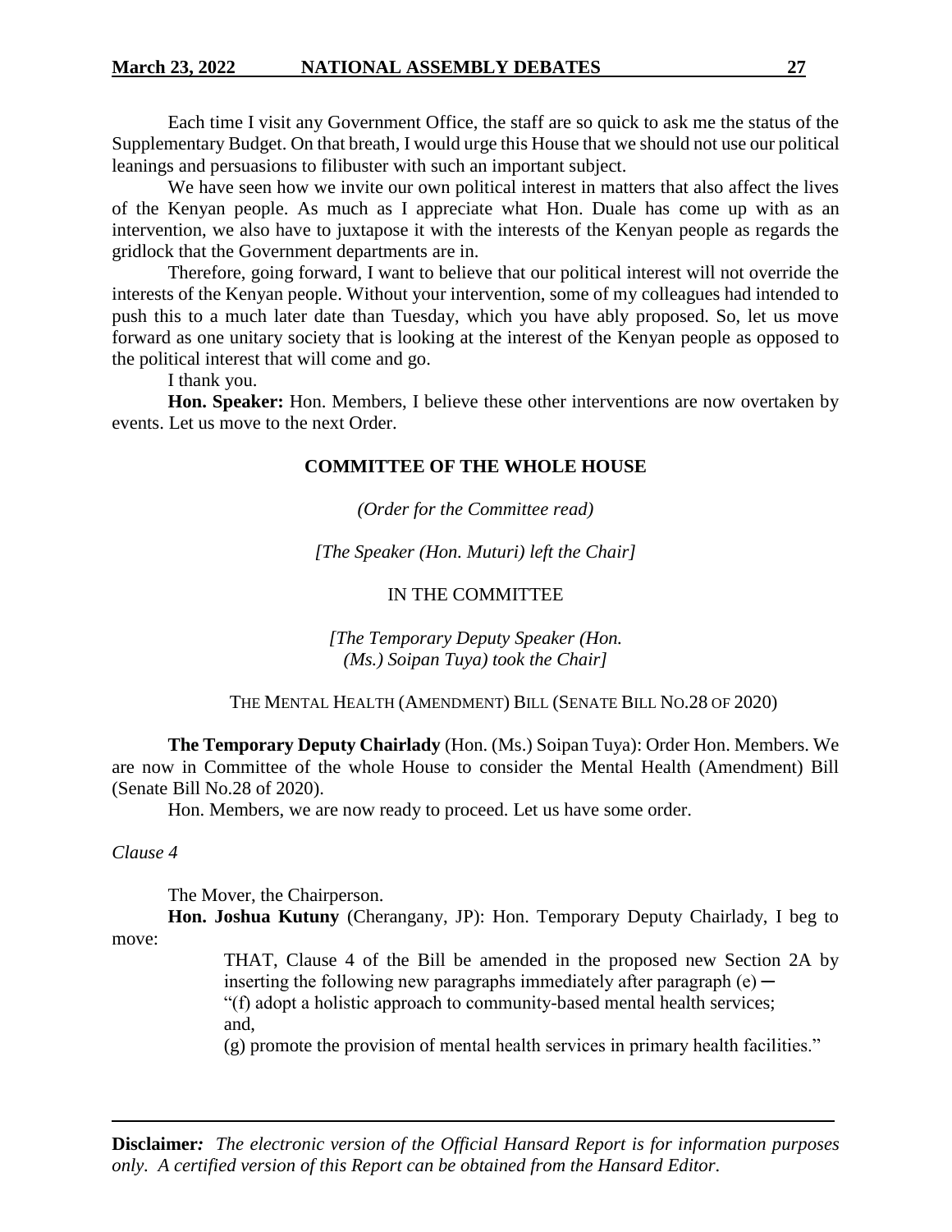Each time I visit any Government Office, the staff are so quick to ask me the status of the Supplementary Budget. On that breath, I would urge this House that we should not use our political leanings and persuasions to filibuster with such an important subject.

We have seen how we invite our own political interest in matters that also affect the lives of the Kenyan people. As much as I appreciate what Hon. Duale has come up with as an intervention, we also have to juxtapose it with the interests of the Kenyan people as regards the gridlock that the Government departments are in.

Therefore, going forward, I want to believe that our political interest will not override the interests of the Kenyan people. Without your intervention, some of my colleagues had intended to push this to a much later date than Tuesday, which you have ably proposed. So, let us move forward as one unitary society that is looking at the interest of the Kenyan people as opposed to the political interest that will come and go.

I thank you.

**Hon. Speaker:** Hon. Members, I believe these other interventions are now overtaken by events. Let us move to the next Order.

## COMMITTEE OF THE WHOLE HOUSE

*(Order for the Committee read)*

*[The Speaker (Hon. Muturi) left the Chair]*

IN THE COMMITTEE

*[The Temporary Deputy Speaker (Hon. (Ms.) Soipan Tuya) took the Chair]*

THE MENTAL HEALTH (AMENDMENT) BILL (SENATE BILL NO.28 OF 2020)

**The Temporary Deputy Chairlady** (Hon. (Ms.) Soipan Tuya): Order Hon. Members. We are now in Committee of the whole House to consider the Mental Health (Amendment) Bill (Senate Bill No.28 of 2020).

Hon. Members, we are now ready to proceed. Let us have some order.

*Clause 4*

The Mover, the Chairperson.

**Hon. Joshua Kutuny** (Cherangany, JP): Hon. Temporary Deputy Chairlady, I beg to move:

> THAT, Clause 4 of the Bill be amended in the proposed new Section 2A by inserting the following new paragraphs immediately after paragraph (e) ─
>
> "(f) adopt a holistic approach to community-based mental health services; and,
>
> (g) promote the provision of mental health services in primary health facilities."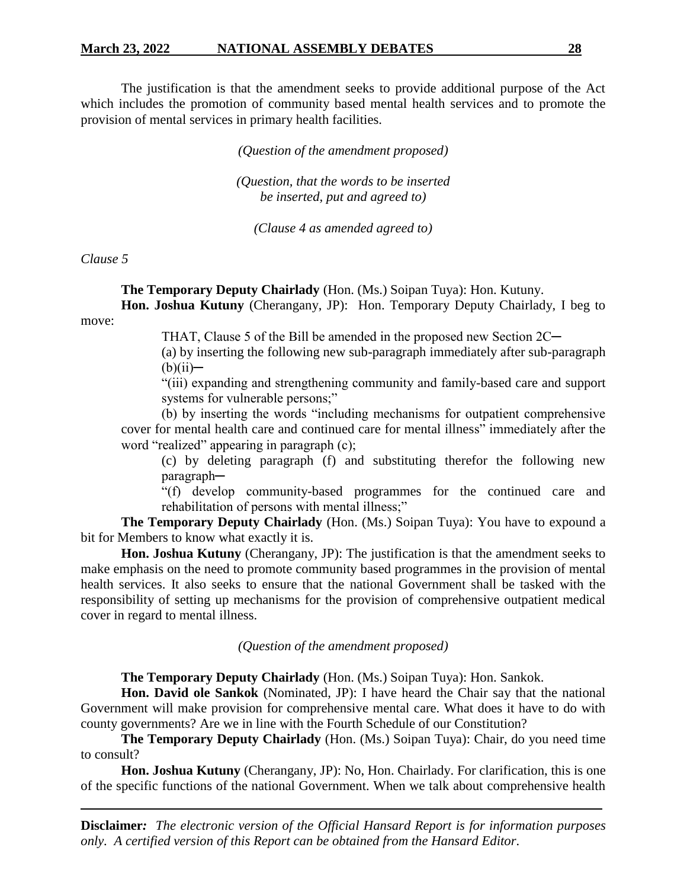The justification is that the amendment seeks to provide additional purpose of the Act which includes the promotion of community based mental health services and to promote the provision of mental services in primary health facilities.

*(Question of the amendment proposed)*

*(Question, that the words to be inserted be inserted, put and agreed to)*

*(Clause 4 as amended agreed to)*

*Clause 5*

**The Temporary Deputy Chairlady** (Hon. (Ms.) Soipan Tuya): Hon. Kutuny.

**Hon. Joshua Kutuny** (Cherangany, JP): Hon. Temporary Deputy Chairlady, I beg to move:

> THAT, Clause 5 of the Bill be amended in the proposed new Section 2C─
>
> (a) by inserting the following new sub-paragraph immediately after sub-paragraph (b)(ii)─
>
> "(iii) expanding and strengthening community and family-based care and support systems for vulnerable persons;"
>
> (b) by inserting the words "including mechanisms for outpatient comprehensive cover for mental health care and continued care for mental illness" immediately after the word "realized" appearing in paragraph (c);
>
> (c) by deleting paragraph (f) and substituting therefor the following new paragraph─
>
> "(f) develop community-based programmes for the continued care and rehabilitation of persons with mental illness;"

**The Temporary Deputy Chairlady** (Hon. (Ms.) Soipan Tuya): You have to expound a bit for Members to know what exactly it is.

**Hon. Joshua Kutuny** (Cherangany, JP): The justification is that the amendment seeks to make emphasis on the need to promote community based programmes in the provision of mental health services. It also seeks to ensure that the national Government shall be tasked with the responsibility of setting up mechanisms for the provision of comprehensive outpatient medical cover in regard to mental illness.

*(Question of the amendment proposed)*

**The Temporary Deputy Chairlady** (Hon. (Ms.) Soipan Tuya): Hon. Sankok.

**Hon. David ole Sankok** (Nominated, JP): I have heard the Chair say that the national Government will make provision for comprehensive mental care. What does it have to do with county governments? Are we in line with the Fourth Schedule of our Constitution?

**The Temporary Deputy Chairlady** (Hon. (Ms.) Soipan Tuya): Chair, do you need time to consult?

**Hon. Joshua Kutuny** (Cherangany, JP): No, Hon. Chairlady. For clarification, this is one of the specific functions of the national Government. When we talk about comprehensive health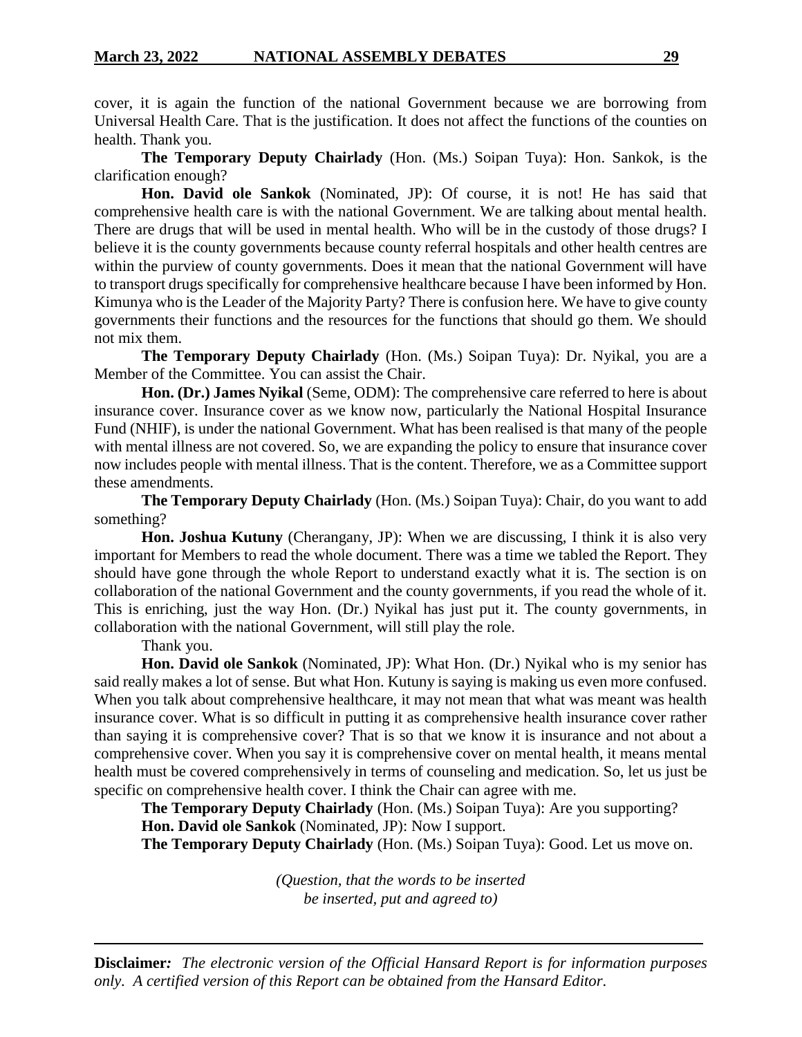cover, it is again the function of the national Government because we are borrowing from Universal Health Care. That is the justification. It does not affect the functions of the counties on health. Thank you.

**The Temporary Deputy Chairlady** (Hon. (Ms.) Soipan Tuya): Hon. Sankok, is the clarification enough?

**Hon. David ole Sankok** (Nominated, JP): Of course, it is not! He has said that comprehensive health care is with the national Government. We are talking about mental health. There are drugs that will be used in mental health. Who will be in the custody of those drugs? I believe it is the county governments because county referral hospitals and other health centres are within the purview of county governments. Does it mean that the national Government will have to transport drugs specifically for comprehensive healthcare because I have been informed by Hon. Kimunya who is the Leader of the Majority Party? There is confusion here. We have to give county governments their functions and the resources for the functions that should go them. We should not mix them.

**The Temporary Deputy Chairlady** (Hon. (Ms.) Soipan Tuya): Dr. Nyikal, you are a Member of the Committee. You can assist the Chair.

**Hon. (Dr.) James Nyikal** (Seme, ODM): The comprehensive care referred to here is about insurance cover. Insurance cover as we know now, particularly the National Hospital Insurance Fund (NHIF), is under the national Government. What has been realised is that many of the people with mental illness are not covered. So, we are expanding the policy to ensure that insurance cover now includes people with mental illness. That is the content. Therefore, we as a Committee support these amendments.

**The Temporary Deputy Chairlady** (Hon. (Ms.) Soipan Tuya): Chair, do you want to add something?

**Hon. Joshua Kutuny** (Cherangany, JP): When we are discussing, I think it is also very important for Members to read the whole document. There was a time we tabled the Report. They should have gone through the whole Report to understand exactly what it is. The section is on collaboration of the national Government and the county governments, if you read the whole of it. This is enriching, just the way Hon. (Dr.) Nyikal has just put it. The county governments, in collaboration with the national Government, will still play the role.

Thank you.

**Hon. David ole Sankok** (Nominated, JP): What Hon. (Dr.) Nyikal who is my senior has said really makes a lot of sense. But what Hon. Kutuny is saying is making us even more confused. When you talk about comprehensive healthcare, it may not mean that what was meant was health insurance cover. What is so difficult in putting it as comprehensive health insurance cover rather than saying it is comprehensive cover? That is so that we know it is insurance and not about a comprehensive cover. When you say it is comprehensive cover on mental health, it means mental health must be covered comprehensively in terms of counseling and medication. So, let us just be specific on comprehensive health cover. I think the Chair can agree with me.

**The Temporary Deputy Chairlady** (Hon. (Ms.) Soipan Tuya): Are you supporting?

**Hon. David ole Sankok** (Nominated, JP): Now I support.

**The Temporary Deputy Chairlady** (Hon. (Ms.) Soipan Tuya): Good. Let us move on.

*(Question, that the words to be inserted be inserted, put and agreed to)*

---

**Disclaimer***:* *The electronic version of the Official Hansard Report is for information purposes only. A certified version of this Report can be obtained from the Hansard Editor.*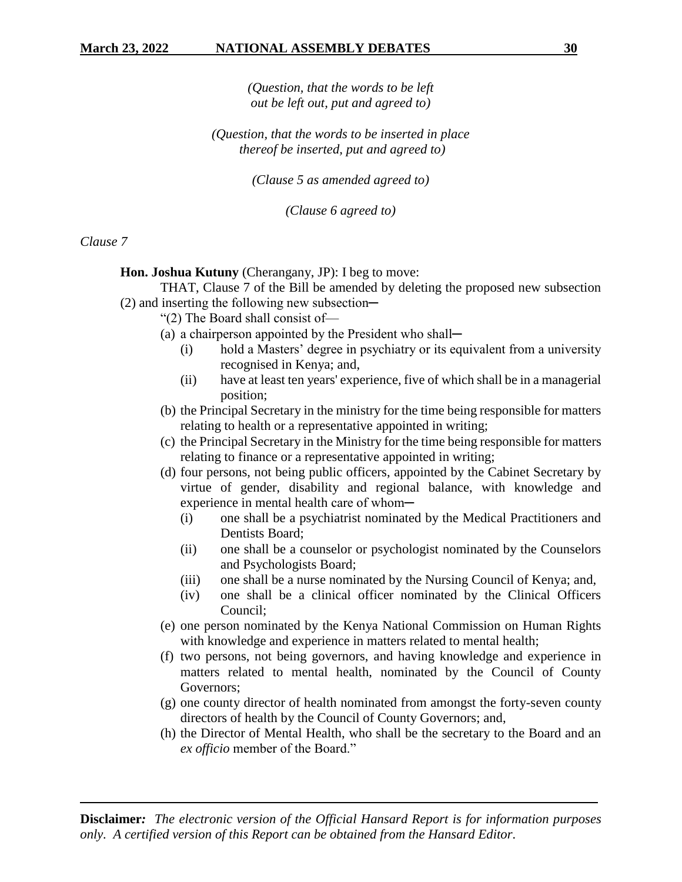*(Question, that the words to be left out be left out, put and agreed to)*

*(Question, that the words to be inserted in place thereof be inserted, put and agreed to)*

*(Clause 5 as amended agreed to)*

*(Clause 6 agreed to)*

*Clause 7*

**Hon. Joshua Kutuny** (Cherangany, JP): I beg to move:

THAT, Clause 7 of the Bill be amended by deleting the proposed new subsection (2) and inserting the following new subsection─

"(2) The Board shall consist of—

(a) a chairperson appointed by the President who shall─
   (i) hold a Masters' degree in psychiatry or its equivalent from a university recognised in Kenya; and,
   (ii) have at least ten years' experience, five of which shall be in a managerial position;

(b) the Principal Secretary in the ministry for the time being responsible for matters relating to health or a representative appointed in writing;

(c) the Principal Secretary in the Ministry for the time being responsible for matters relating to finance or a representative appointed in writing;

(d) four persons, not being public officers, appointed by the Cabinet Secretary by virtue of gender, disability and regional balance, with knowledge and experience in mental health care of whom─
   (i) one shall be a psychiatrist nominated by the Medical Practitioners and Dentists Board;
   (ii) one shall be a counselor or psychologist nominated by the Counselors and Psychologists Board;
   (iii) one shall be a nurse nominated by the Nursing Council of Kenya; and,
   (iv) one shall be a clinical officer nominated by the Clinical Officers Council;

(e) one person nominated by the Kenya National Commission on Human Rights with knowledge and experience in matters related to mental health;

(f) two persons, not being governors, and having knowledge and experience in matters related to mental health, nominated by the Council of County Governors;

(g) one county director of health nominated from amongst the forty-seven county directors of health by the Council of County Governors; and,

(h) the Director of Mental Health, who shall be the secretary to the Board and an *ex officio* member of the Board."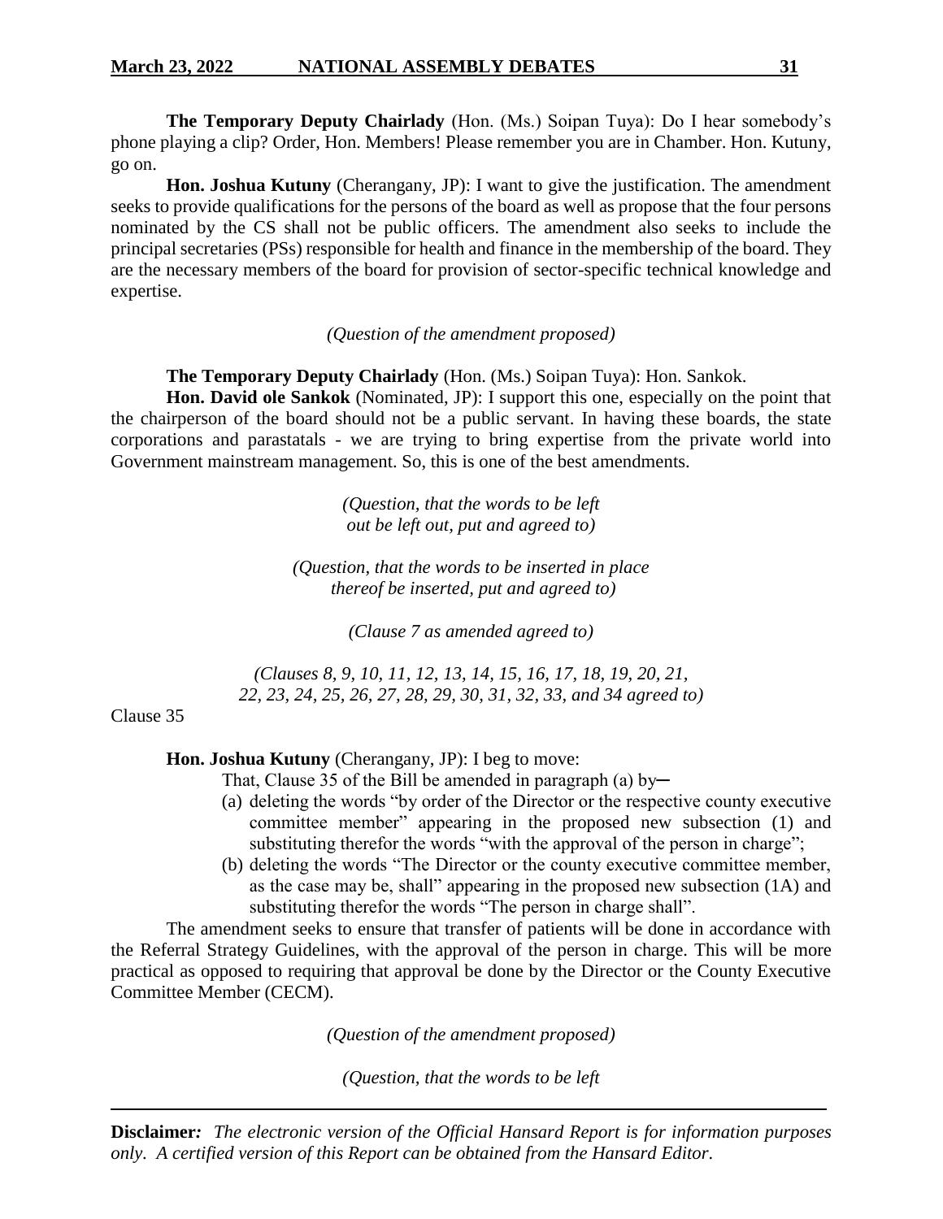**The Temporary Deputy Chairlady** (Hon. (Ms.) Soipan Tuya): Do I hear somebody's phone playing a clip? Order, Hon. Members! Please remember you are in Chamber. Hon. Kutuny, go on.

**Hon. Joshua Kutuny** (Cherangany, JP): I want to give the justification. The amendment seeks to provide qualifications for the persons of the board as well as propose that the four persons nominated by the CS shall not be public officers. The amendment also seeks to include the principal secretaries (PSs) responsible for health and finance in the membership of the board. They are the necessary members of the board for provision of sector-specific technical knowledge and expertise.

*(Question of the amendment proposed)*

**The Temporary Deputy Chairlady** (Hon. (Ms.) Soipan Tuya): Hon. Sankok.

**Hon. David ole Sankok** (Nominated, JP): I support this one, especially on the point that the chairperson of the board should not be a public servant. In having these boards, the state corporations and parastatals - we are trying to bring expertise from the private world into Government mainstream management. So, this is one of the best amendments.

*(Question, that the words to be left out be left out, put and agreed to)*

*(Question, that the words to be inserted in place thereof be inserted, put and agreed to)*

*(Clause 7 as amended agreed to)*

*(Clauses 8, 9, 10, 11, 12, 13, 14, 15, 16, 17, 18, 19, 20, 21, 22, 23, 24, 25, 26, 27, 28, 29, 30, 31, 32, 33, and 34 agreed to)*

Clause 35

**Hon. Joshua Kutuny** (Cherangany, JP): I beg to move:

That, Clause 35 of the Bill be amended in paragraph (a) by─

(a) deleting the words "by order of the Director or the respective county executive committee member" appearing in the proposed new subsection (1) and substituting therefor the words "with the approval of the person in charge";

(b) deleting the words "The Director or the county executive committee member, as the case may be, shall" appearing in the proposed new subsection (1A) and substituting therefor the words "The person in charge shall".

The amendment seeks to ensure that transfer of patients will be done in accordance with the Referral Strategy Guidelines, with the approval of the person in charge. This will be more practical as opposed to requiring that approval be done by the Director or the County Executive Committee Member (CECM).

*(Question of the amendment proposed)*

*(Question, that the words to be left*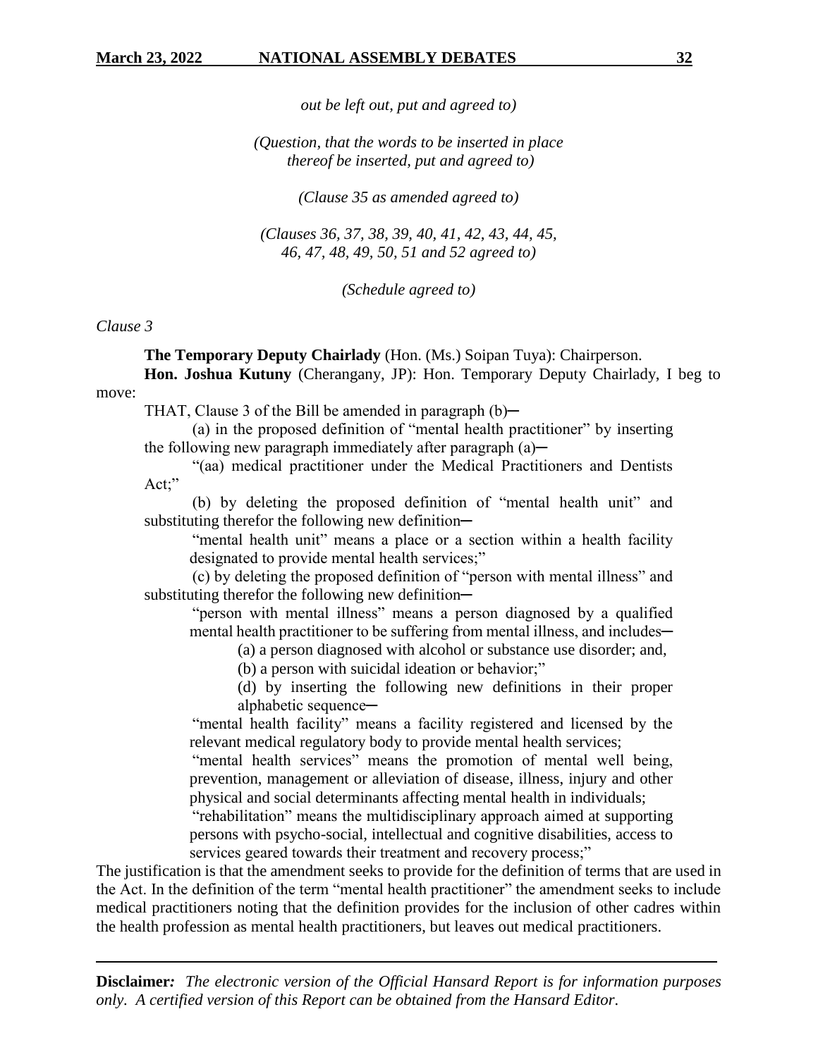*out be left out, put and agreed to)*

*(Question, that the words to be inserted in place thereof be inserted, put and agreed to)*

*(Clause 35 as amended agreed to)*

*(Clauses 36, 37, 38, 39, 40, 41, 42, 43, 44, 45, 46, 47, 48, 49, 50, 51 and 52 agreed to)*

*(Schedule agreed to)*

*Clause 3*

**The Temporary Deputy Chairlady** (Hon. (Ms.) Soipan Tuya): Chairperson.

**Hon. Joshua Kutuny** (Cherangany, JP): Hon. Temporary Deputy Chairlady, I beg to move:

THAT, Clause 3 of the Bill be amended in paragraph (b)─

(a) in the proposed definition of "mental health practitioner" by inserting the following new paragraph immediately after paragraph (a)─

"(aa) medical practitioner under the Medical Practitioners and Dentists Act;"

(b) by deleting the proposed definition of "mental health unit" and substituting therefor the following new definition─

"mental health unit" means a place or a section within a health facility designated to provide mental health services;"

(c) by deleting the proposed definition of "person with mental illness" and substituting therefor the following new definition─

"person with mental illness" means a person diagnosed by a qualified mental health practitioner to be suffering from mental illness, and includes─

(a) a person diagnosed with alcohol or substance use disorder; and,

(b) a person with suicidal ideation or behavior;"

(d) by inserting the following new definitions in their proper alphabetic sequence─

"mental health facility" means a facility registered and licensed by the relevant medical regulatory body to provide mental health services;

"mental health services" means the promotion of mental well being, prevention, management or alleviation of disease, illness, injury and other physical and social determinants affecting mental health in individuals;

"rehabilitation" means the multidisciplinary approach aimed at supporting persons with psycho-social, intellectual and cognitive disabilities, access to services geared towards their treatment and recovery process;"

The justification is that the amendment seeks to provide for the definition of terms that are used in the Act. In the definition of the term "mental health practitioner" the amendment seeks to include medical practitioners noting that the definition provides for the inclusion of other cadres within the health profession as mental health practitioners, but leaves out medical practitioners.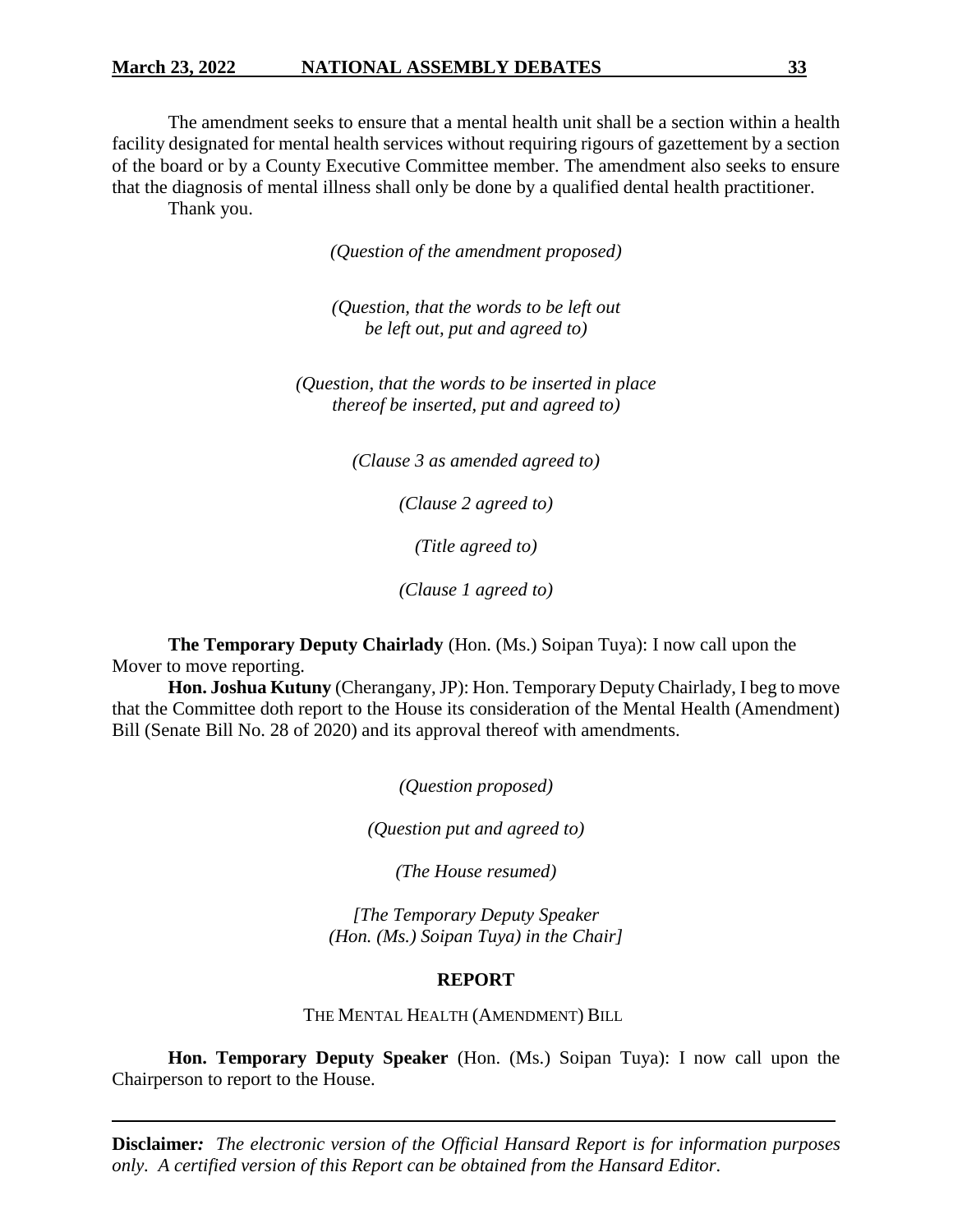The amendment seeks to ensure that a mental health unit shall be a section within a health facility designated for mental health services without requiring rigours of gazettement by a section of the board or by a County Executive Committee member. The amendment also seeks to ensure that the diagnosis of mental illness shall only be done by a qualified dental health practitioner.

Thank you.

*(Question of the amendment proposed)*

*(Question, that the words to be left out be left out, put and agreed to)*

*(Question, that the words to be inserted in place thereof be inserted, put and agreed to)*

*(Clause 3 as amended agreed to)*

*(Clause 2 agreed to)*

*(Title agreed to)*

*(Clause 1 agreed to)*

**The Temporary Deputy Chairlady** (Hon. (Ms.) Soipan Tuya): I now call upon the Mover to move reporting.

**Hon. Joshua Kutuny** (Cherangany, JP): Hon. Temporary Deputy Chairlady, I beg to move that the Committee doth report to the House its consideration of the Mental Health (Amendment) Bill (Senate Bill No. 28 of 2020) and its approval thereof with amendments.

*(Question proposed)*

*(Question put and agreed to)*

*(The House resumed)*

*[The Temporary Deputy Speaker (Hon. (Ms.) Soipan Tuya) in the Chair]*

## REPORT

THE MENTAL HEALTH (AMENDMENT) BILL

**Hon. Temporary Deputy Speaker** (Hon. (Ms.) Soipan Tuya): I now call upon the Chairperson to report to the House.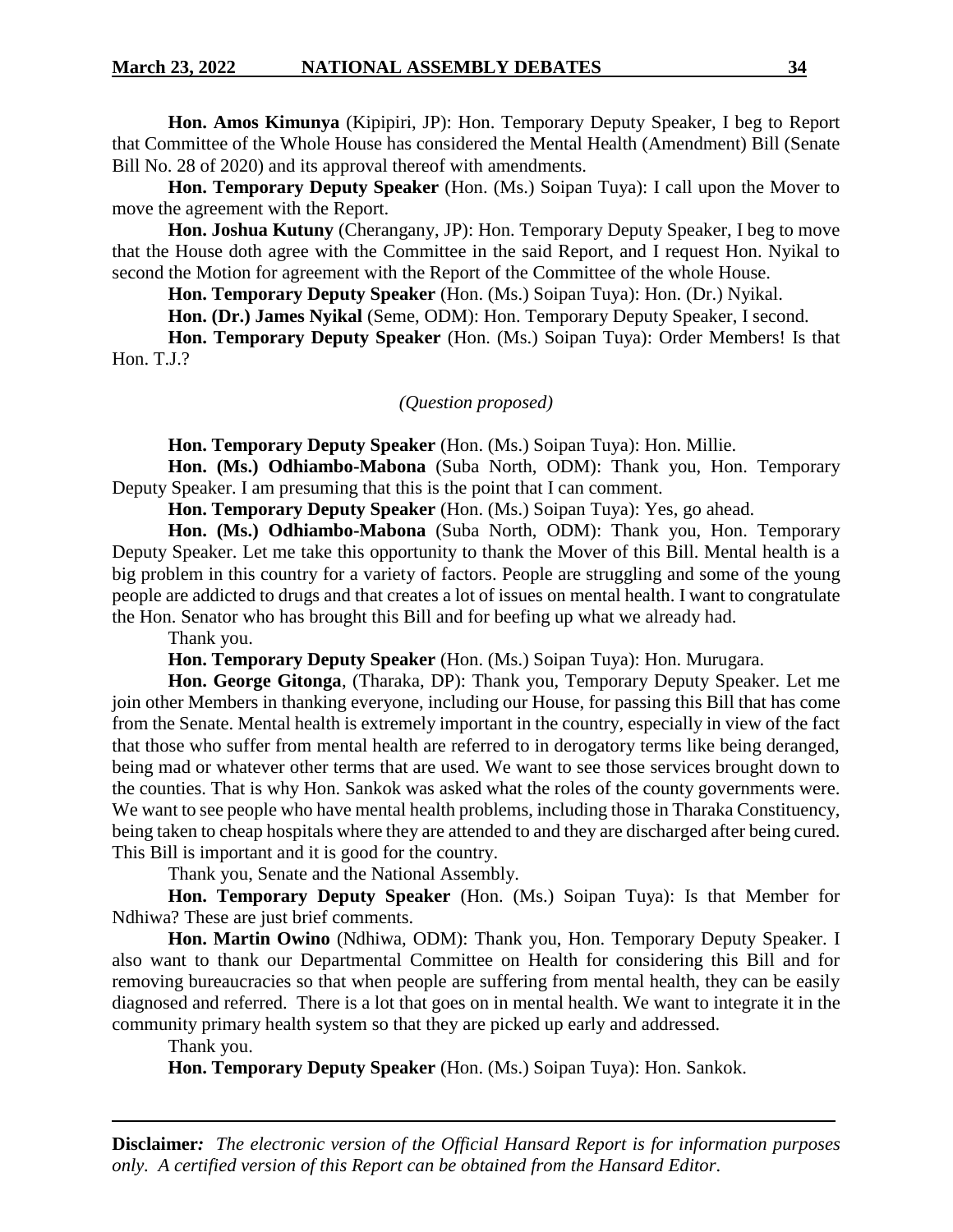**Hon. Amos Kimunya** (Kipipiri, JP): Hon. Temporary Deputy Speaker, I beg to Report that Committee of the Whole House has considered the Mental Health (Amendment) Bill (Senate Bill No. 28 of 2020) and its approval thereof with amendments.

**Hon. Temporary Deputy Speaker** (Hon. (Ms.) Soipan Tuya): I call upon the Mover to move the agreement with the Report.

**Hon. Joshua Kutuny** (Cherangany, JP): Hon. Temporary Deputy Speaker, I beg to move that the House doth agree with the Committee in the said Report, and I request Hon. Nyikal to second the Motion for agreement with the Report of the Committee of the whole House.

**Hon. Temporary Deputy Speaker** (Hon. (Ms.) Soipan Tuya): Hon. (Dr.) Nyikal.

**Hon. (Dr.) James Nyikal** (Seme, ODM): Hon. Temporary Deputy Speaker, I second.

**Hon. Temporary Deputy Speaker** (Hon. (Ms.) Soipan Tuya): Order Members! Is that Hon. T.J.?

*(Question proposed)*

**Hon. Temporary Deputy Speaker** (Hon. (Ms.) Soipan Tuya): Hon. Millie.

**Hon. (Ms.) Odhiambo-Mabona** (Suba North, ODM): Thank you, Hon. Temporary Deputy Speaker. I am presuming that this is the point that I can comment.

**Hon. Temporary Deputy Speaker** (Hon. (Ms.) Soipan Tuya): Yes, go ahead.

**Hon. (Ms.) Odhiambo-Mabona** (Suba North, ODM): Thank you, Hon. Temporary Deputy Speaker. Let me take this opportunity to thank the Mover of this Bill. Mental health is a big problem in this country for a variety of factors. People are struggling and some of the young people are addicted to drugs and that creates a lot of issues on mental health. I want to congratulate the Hon. Senator who has brought this Bill and for beefing up what we already had.

Thank you.

**Hon. Temporary Deputy Speaker** (Hon. (Ms.) Soipan Tuya): Hon. Murugara.

**Hon. George Gitonga**, (Tharaka, DP): Thank you, Temporary Deputy Speaker. Let me join other Members in thanking everyone, including our House, for passing this Bill that has come from the Senate. Mental health is extremely important in the country, especially in view of the fact that those who suffer from mental health are referred to in derogatory terms like being deranged, being mad or whatever other terms that are used. We want to see those services brought down to the counties. That is why Hon. Sankok was asked what the roles of the county governments were. We want to see people who have mental health problems, including those in Tharaka Constituency, being taken to cheap hospitals where they are attended to and they are discharged after being cured. This Bill is important and it is good for the country.

Thank you, Senate and the National Assembly.

**Hon. Temporary Deputy Speaker** (Hon. (Ms.) Soipan Tuya): Is that Member for Ndhiwa? These are just brief comments.

**Hon. Martin Owino** (Ndhiwa, ODM): Thank you, Hon. Temporary Deputy Speaker. I also want to thank our Departmental Committee on Health for considering this Bill and for removing bureaucracies so that when people are suffering from mental health, they can be easily diagnosed and referred. There is a lot that goes on in mental health. We want to integrate it in the community primary health system so that they are picked up early and addressed.

Thank you.

**Hon. Temporary Deputy Speaker** (Hon. (Ms.) Soipan Tuya): Hon. Sankok.

---

**Disclaimer***: The electronic version of the Official Hansard Report is for information purposes only. A certified version of this Report can be obtained from the Hansard Editor.*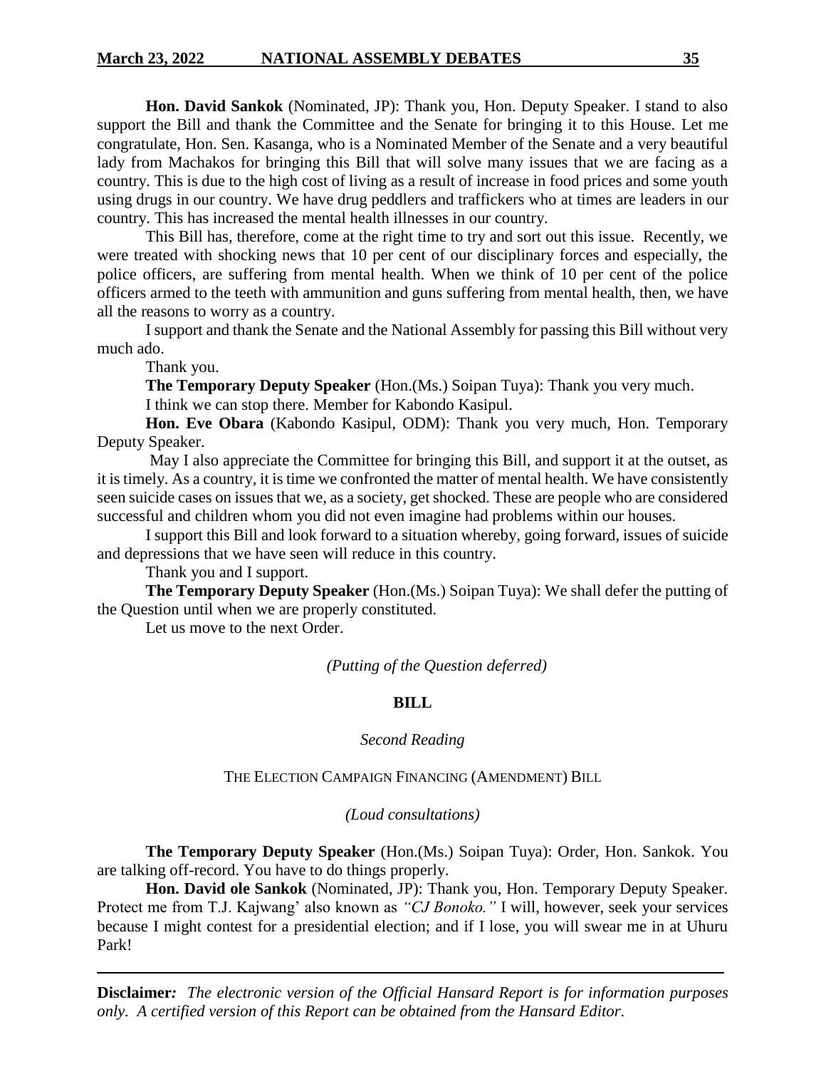**Hon. David Sankok** (Nominated, JP): Thank you, Hon. Deputy Speaker. I stand to also support the Bill and thank the Committee and the Senate for bringing it to this House. Let me congratulate, Hon. Sen. Kasanga, who is a Nominated Member of the Senate and a very beautiful lady from Machakos for bringing this Bill that will solve many issues that we are facing as a country. This is due to the high cost of living as a result of increase in food prices and some youth using drugs in our country. We have drug peddlers and traffickers who at times are leaders in our country. This has increased the mental health illnesses in our country.

This Bill has, therefore, come at the right time to try and sort out this issue. Recently, we were treated with shocking news that 10 per cent of our disciplinary forces and especially, the police officers, are suffering from mental health. When we think of 10 per cent of the police officers armed to the teeth with ammunition and guns suffering from mental health, then, we have all the reasons to worry as a country.

I support and thank the Senate and the National Assembly for passing this Bill without very much ado.

Thank you.

**The Temporary Deputy Speaker** (Hon.(Ms.) Soipan Tuya): Thank you very much.

I think we can stop there. Member for Kabondo Kasipul.

**Hon. Eve Obara** (Kabondo Kasipul, ODM): Thank you very much, Hon. Temporary Deputy Speaker.

May I also appreciate the Committee for bringing this Bill, and support it at the outset, as it is timely. As a country, it is time we confronted the matter of mental health. We have consistently seen suicide cases on issues that we, as a society, get shocked. These are people who are considered successful and children whom you did not even imagine had problems within our houses.

I support this Bill and look forward to a situation whereby, going forward, issues of suicide and depressions that we have seen will reduce in this country.

Thank you and I support.

**The Temporary Deputy Speaker** (Hon.(Ms.) Soipan Tuya): We shall defer the putting of the Question until when we are properly constituted.

Let us move to the next Order.

*(Putting of the Question deferred)*

## BILL

*Second Reading*

THE ELECTION CAMPAIGN FINANCING (AMENDMENT) BILL

*(Loud consultations)*

**The Temporary Deputy Speaker** (Hon.(Ms.) Soipan Tuya): Order, Hon. Sankok. You are talking off-record. You have to do things properly.

**Hon. David ole Sankok** (Nominated, JP): Thank you, Hon. Temporary Deputy Speaker. Protect me from T.J. Kajwang' also known as *"CJ Bonoko."* I will, however, seek your services because I might contest for a presidential election; and if I lose, you will swear me in at Uhuru Park!

**Disclaimer***:* *The electronic version of the Official Hansard Report is for information purposes only. A certified version of this Report can be obtained from the Hansard Editor.*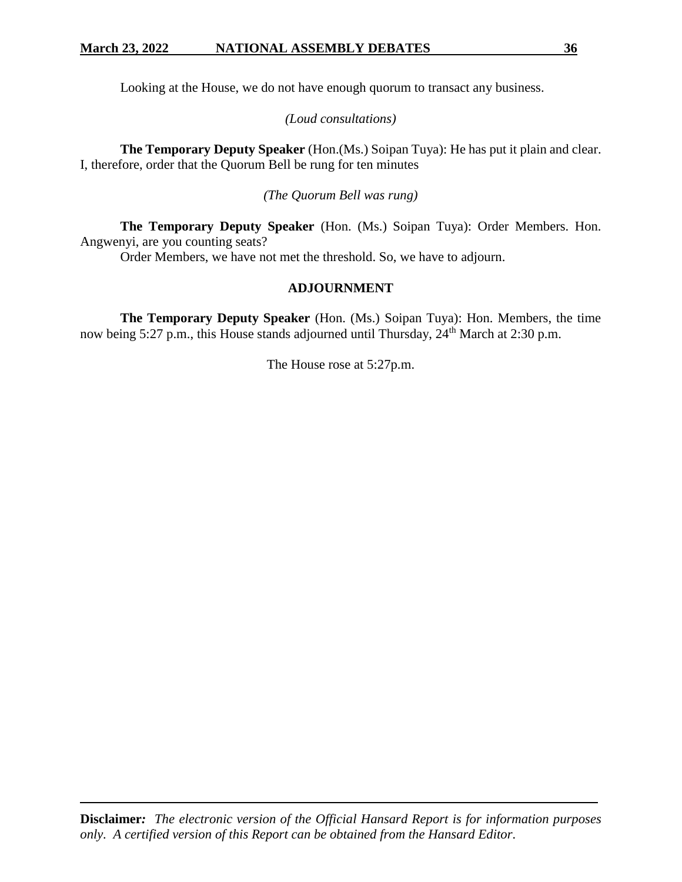Looking at the House, we do not have enough quorum to transact any business.

*(Loud consultations)*

**The Temporary Deputy Speaker** (Hon.(Ms.) Soipan Tuya): He has put it plain and clear. I, therefore, order that the Quorum Bell be rung for ten minutes

*(The Quorum Bell was rung)*

**The Temporary Deputy Speaker** (Hon. (Ms.) Soipan Tuya): Order Members. Hon. Angwenyi, are you counting seats?

Order Members, we have not met the threshold. So, we have to adjourn.

## ADJOURNMENT

**The Temporary Deputy Speaker** (Hon. (Ms.) Soipan Tuya): Hon. Members, the time now being 5:27 p.m., this House stands adjourned until Thursday, 24th March at 2:30 p.m.

The House rose at 5:27p.m.

**Disclaimer***:* *The electronic version of the Official Hansard Report is for information purposes only. A certified version of this Report can be obtained from the Hansard Editor.*